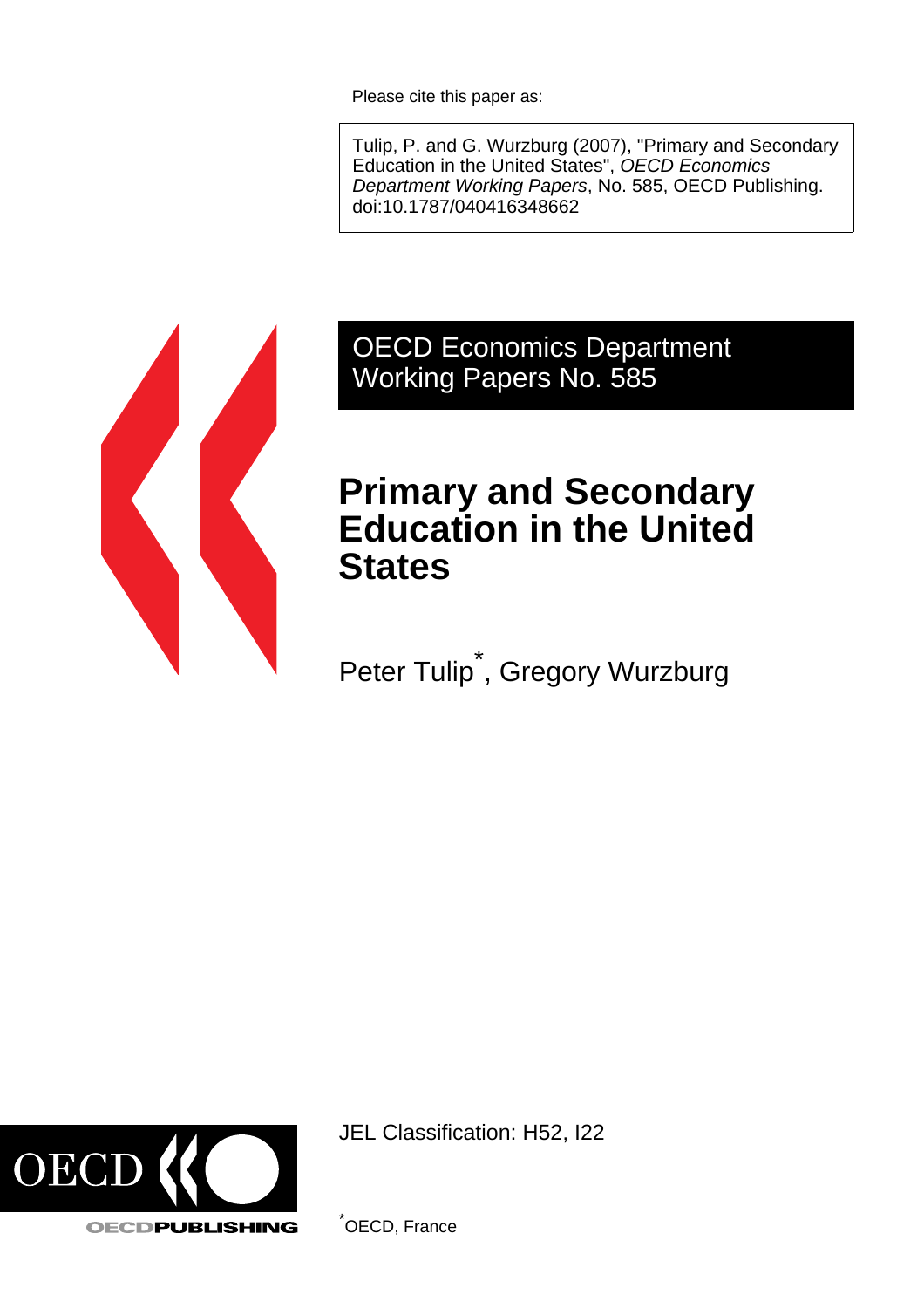Please cite this paper as:

Tulip, P. and G. Wurzburg (2007), "Primary and Secondary Education in the United States", *OECD Economics Department Working Papers*, No. 585, OECD Publishing. doi:10.1787/040416348662

OECD Economics Department Working Papers No. 585

# Primary and Secondary Education in the United States

Peter Tulip[*], Gregory Wurzburg

JEL Classification: H52, I22

[*] OECD, France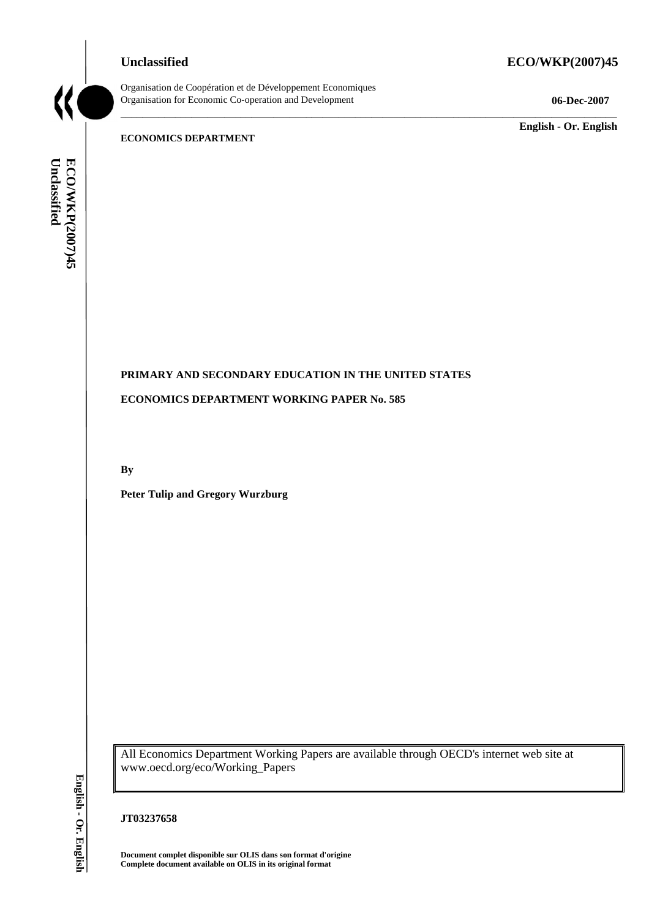Unclassified **ECO/WKP(2007)45**

Organisation de Coopération et de Développement Economiques
Organisation for Economic Co-operation and Development **06-Dec-2007**

**English - Or. English**

**ECONOMICS DEPARTMENT**

**PRIMARY AND SECONDARY EDUCATION IN THE UNITED STATES**

**ECONOMICS DEPARTMENT WORKING PAPER No. 585**

**By**

**Peter Tulip and Gregory Wurzburg**

All Economics Department Working Papers are available through OECD's internet web site at www.oecd.org/eco/Working_Papers

**JT03237658**

**Document complet disponible sur OLIS dans son format d'origine**
**Complete document available on OLIS in its original format**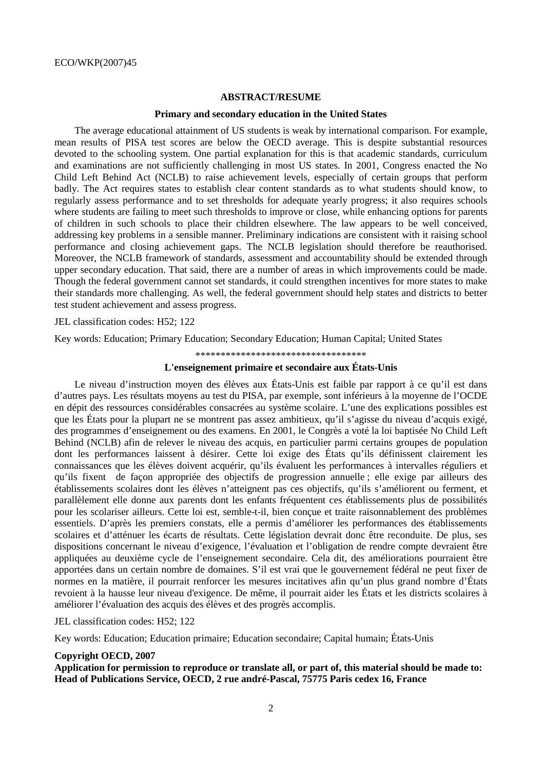## ABSTRACT/RESUME

### Primary and secondary education in the United States

The average educational attainment of US students is weak by international comparison. For example, mean results of PISA test scores are below the OECD average. This is despite substantial resources devoted to the schooling system. One partial explanation for this is that academic standards, curriculum and examinations are not sufficiently challenging in most US states. In 2001, Congress enacted the No Child Left Behind Act (NCLB) to raise achievement levels, especially of certain groups that perform badly. The Act requires states to establish clear content standards as to what students should know, to regularly assess performance and to set thresholds for adequate yearly progress; it also requires schools where students are failing to meet such thresholds to improve or close, while enhancing options for parents of children in such schools to place their children elsewhere. The law appears to be well conceived, addressing key problems in a sensible manner. Preliminary indications are consistent with it raising school performance and closing achievement gaps. The NCLB legislation should therefore be reauthorised. Moreover, the NCLB framework of standards, assessment and accountability should be extended through upper secondary education. That said, there are a number of areas in which improvements could be made. Though the federal government cannot set standards, it could strengthen incentives for more states to make their standards more challenging. As well, the federal government should help states and districts to better test student achievement and assess progress.

JEL classification codes: H52; 122

Key words: Education; Primary Education; Secondary Education; Human Capital; United States

\*\*\*\*\*\*\*\*\*\*\*\*\*\*\*\*\*\*\*\*\*\*\*\*\*\*\*\*\*\*\*\*\*\*\*

### L'enseignement primaire et secondaire aux États-Unis

Le niveau d'instruction moyen des élèves aux États-Unis est faible par rapport à ce qu'il est dans d'autres pays. Les résultats moyens au test du PISA, par exemple, sont inférieurs à la moyenne de l'OCDE en dépit des ressources considérables consacrées au système scolaire. L'une des explications possibles est que les États pour la plupart ne se montrent pas assez ambitieux, qu'il s'agisse du niveau d'acquis exigé, des programmes d'enseignement ou des examens. En 2001, le Congrès a voté la loi baptisée No Child Left Behind (NCLB) afin de relever le niveau des acquis, en particulier parmi certains groupes de population dont les performances laissent à désirer. Cette loi exige des États qu'ils définissent clairement les connaissances que les élèves doivent acquérir, qu'ils évaluent les performances à intervalles réguliers et qu'ils fixent de façon appropriée des objectifs de progression annuelle ; elle exige par ailleurs des établissements scolaires dont les élèves n'atteignent pas ces objectifs, qu'ils s'améliorent ou ferment, et parallèlement elle donne aux parents dont les enfants fréquentent ces établissements plus de possibilités pour les scolariser ailleurs. Cette loi est, semble-t-il, bien conçue et traite raisonnablement des problèmes essentiels. D'après les premiers constats, elle a permis d'améliorer les performances des établissements scolaires et d'atténuer les écarts de résultats. Cette législation devrait donc être reconduite. De plus, ses dispositions concernant le niveau d'exigence, l'évaluation et l'obligation de rendre compte devraient être appliquées au deuxième cycle de l'enseignement secondaire. Cela dit, des améliorations pourraient être apportées dans un certain nombre de domaines. S'il est vrai que le gouvernement fédéral ne peut fixer de normes en la matière, il pourrait renforcer les mesures incitatives afin qu'un plus grand nombre d'États revoient à la hausse leur niveau d'exigence. De même, il pourrait aider les États et les districts scolaires à améliorer l'évaluation des acquis des élèves et des progrès accomplis.

JEL classification codes: H52; 122

Key words: Education; Education primaire; Education secondaire; Capital humain; États-Unis

**Copyright OECD, 2007**

**Application for permission to reproduce or translate all, or part of, this material should be made to: Head of Publications Service, OECD, 2 rue andré-Pascal, 75775 Paris cedex 16, France**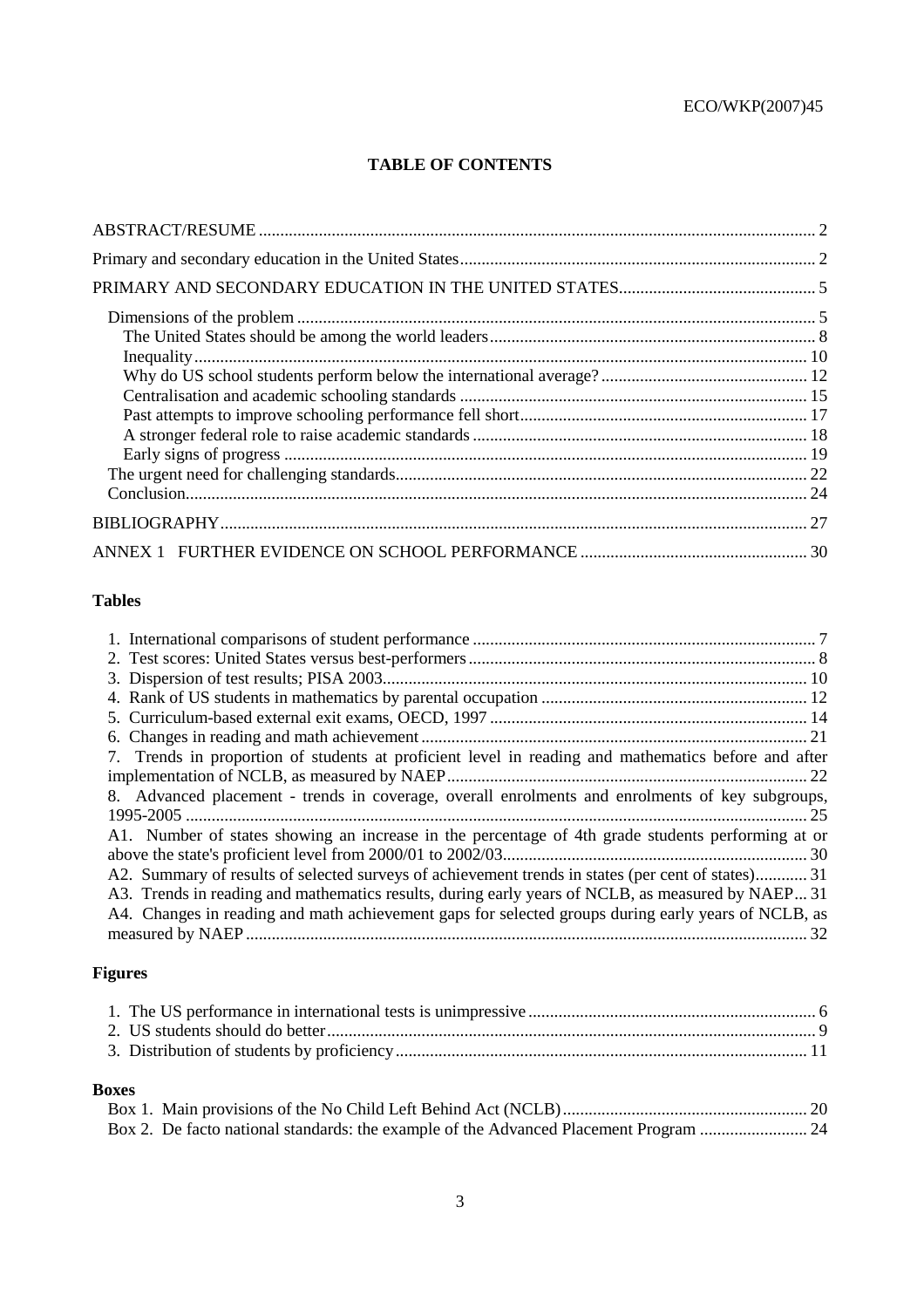## TABLE OF CONTENTS

ABSTRACT/RESUME ... 2

Primary and secondary education in the United States ... 2

PRIMARY AND SECONDARY EDUCATION IN THE UNITED STATES ... 5

- Dimensions of the problem ... 5
  - The United States should be among the world leaders ... 8
  - Inequality ... 10
  - Why do US school students perform below the international average? ... 12
  - Centralisation and academic schooling standards ... 15
  - Past attempts to improve schooling performance fell short ... 17
  - A stronger federal role to raise academic standards ... 18
  - Early signs of progress ... 19
- The urgent need for challenging standards ... 22
- Conclusion ... 24

BIBLIOGRAPHY ... 27

ANNEX 1 FURTHER EVIDENCE ON SCHOOL PERFORMANCE ... 30

### Tables

1. International comparisons of student performance ... 7
2. Test scores: United States versus best-performers ... 8
3. Dispersion of test results; PISA 2003 ... 10
4. Rank of US students in mathematics by parental occupation ... 12
5. Curriculum-based external exit exams, OECD, 1997 ... 14
6. Changes in reading and math achievement ... 21
7. Trends in proportion of students at proficient level in reading and mathematics before and after implementation of NCLB, as measured by NAEP ... 22
8. Advanced placement - trends in coverage, overall enrolments and enrolments of key subgroups, 1995-2005 ... 25

A1. Number of states showing an increase in the percentage of 4th grade students performing at or above the state's proficient level from 2000/01 to 2002/03 ... 30

A2. Summary of results of selected surveys of achievement trends in states (per cent of states) ... 31

A3. Trends in reading and mathematics results, during early years of NCLB, as measured by NAEP ... 31

A4. Changes in reading and math achievement gaps for selected groups during early years of NCLB, as measured by NAEP ... 32

### Figures

1. The US performance in international tests is unimpressive ... 6
2. US students should do better ... 9
3. Distribution of students by proficiency ... 11

### Boxes

Box 1. Main provisions of the No Child Left Behind Act (NCLB) ... 20

Box 2. De facto national standards: the example of the Advanced Placement Program ... 24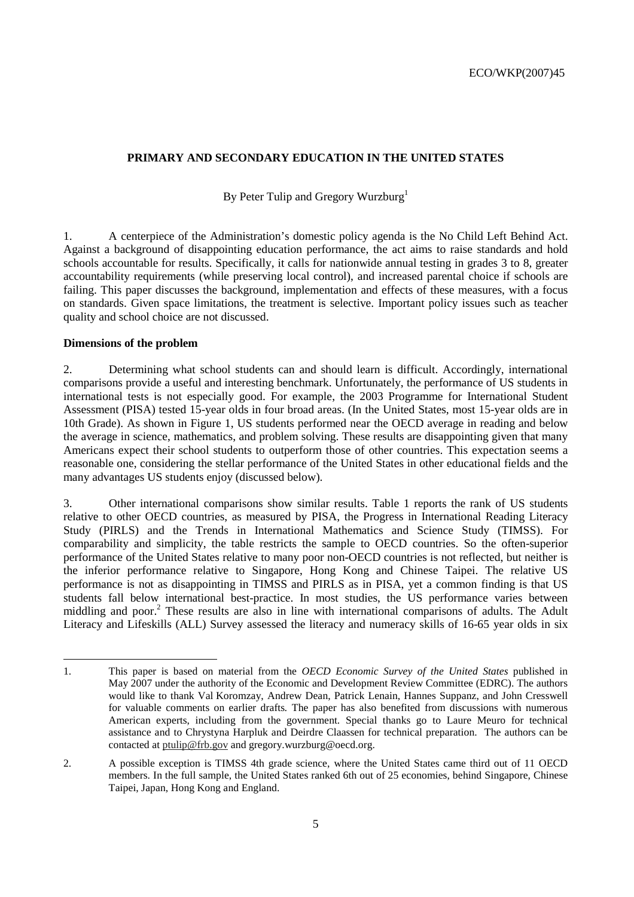**PRIMARY AND SECONDARY EDUCATION IN THE UNITED STATES**

By Peter Tulip and Gregory Wurzburg[1]

1. A centerpiece of the Administration's domestic policy agenda is the No Child Left Behind Act. Against a background of disappointing education performance, the act aims to raise standards and hold schools accountable for results. Specifically, it calls for nationwide annual testing in grades 3 to 8, greater accountability requirements (while preserving local control), and increased parental choice if schools are failing. This paper discusses the background, implementation and effects of these measures, with a focus on standards. Given space limitations, the treatment is selective. Important policy issues such as teacher quality and school choice are not discussed.

**Dimensions of the problem**

2. Determining what school students can and should learn is difficult. Accordingly, international comparisons provide a useful and interesting benchmark. Unfortunately, the performance of US students in international tests is not especially good. For example, the 2003 Programme for International Student Assessment (PISA) tested 15-year olds in four broad areas. (In the United States, most 15-year olds are in 10th Grade). As shown in Figure 1, US students performed near the OECD average in reading and below the average in science, mathematics, and problem solving. These results are disappointing given that many Americans expect their school students to outperform those of other countries. This expectation seems a reasonable one, considering the stellar performance of the United States in other educational fields and the many advantages US students enjoy (discussed below).

3. Other international comparisons show similar results. Table 1 reports the rank of US students relative to other OECD countries, as measured by PISA, the Progress in International Reading Literacy Study (PIRLS) and the Trends in International Mathematics and Science Study (TIMSS). For comparability and simplicity, the table restricts the sample to OECD countries. So the often-superior performance of the United States relative to many poor non-OECD countries is not reflected, but neither is the inferior performance relative to Singapore, Hong Kong and Chinese Taipei. The relative US performance is not as disappointing in TIMSS and PIRLS as in PISA, yet a common finding is that US students fall below international best-practice. In most studies, the US performance varies between middling and poor.[2] These results are also in line with international comparisons of adults. The Adult Literacy and Lifeskills (ALL) Survey assessed the literacy and numeracy skills of 16-65 year olds in six

---

1. This paper is based on material from the *OECD Economic Survey of the United States* published in May 2007 under the authority of the Economic and Development Review Committee (EDRC). The authors would like to thank Val Koromzay, Andrew Dean, Patrick Lenain, Hannes Suppanz, and John Cresswell for valuable comments on earlier drafts. The paper has also benefited from discussions with numerous American experts, including from the government. Special thanks go to Laure Meuro for technical assistance and to Chrystyna Harpluk and Deirdre Claassen for technical preparation. The authors can be contacted at ptulip@frb.gov and gregory.wurzburg@oecd.org.

2. A possible exception is TIMSS 4th grade science, where the United States came third out of 11 OECD members. In the full sample, the United States ranked 6th out of 25 economies, behind Singapore, Chinese Taipei, Japan, Hong Kong and England.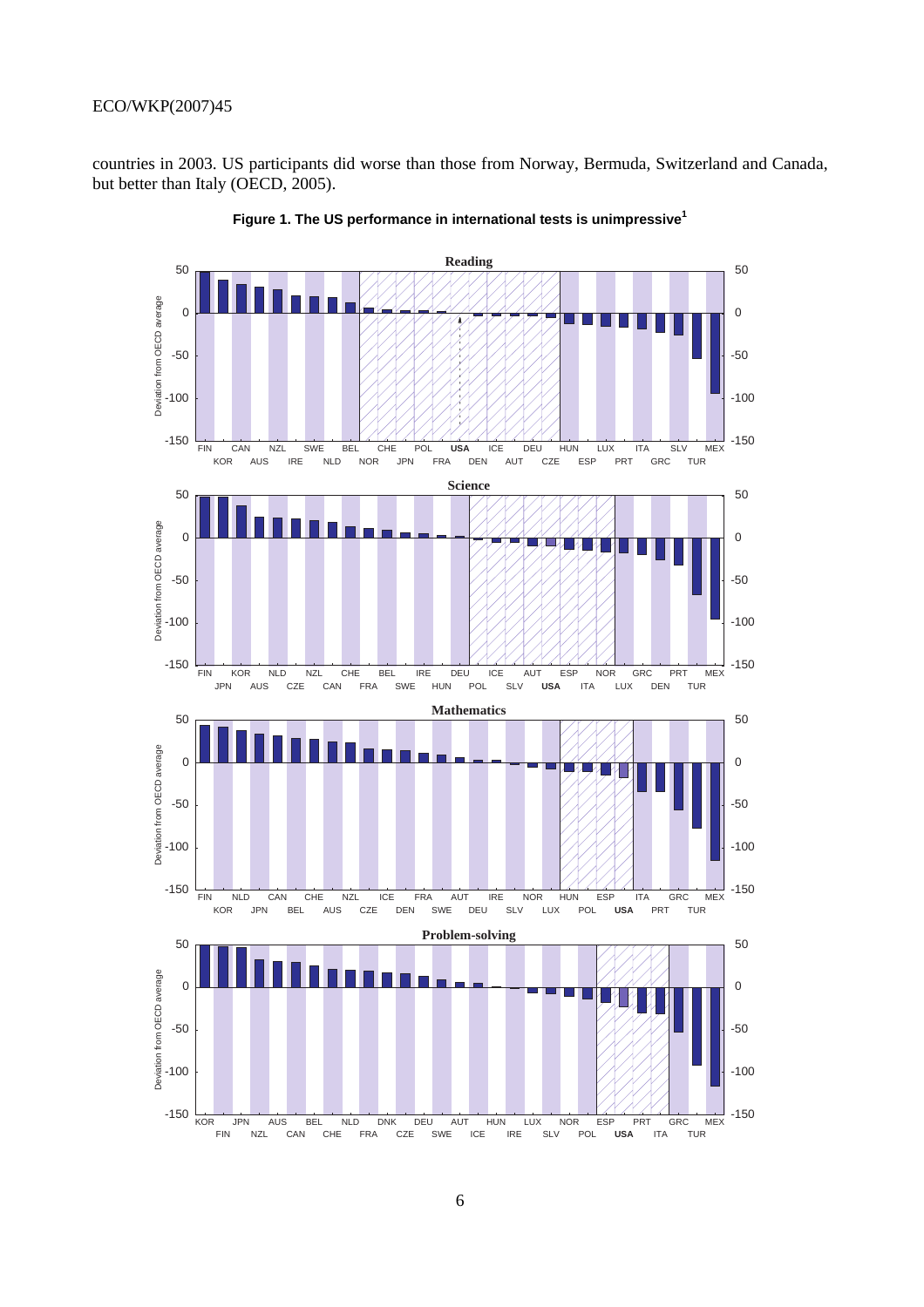countries in 2003. US participants did worse than those from Norway, Bermuda, Switzerland and Canada, but better than Italy (OECD, 2005).

**Figure 1. The US performance in international tests is unimpressive[1]**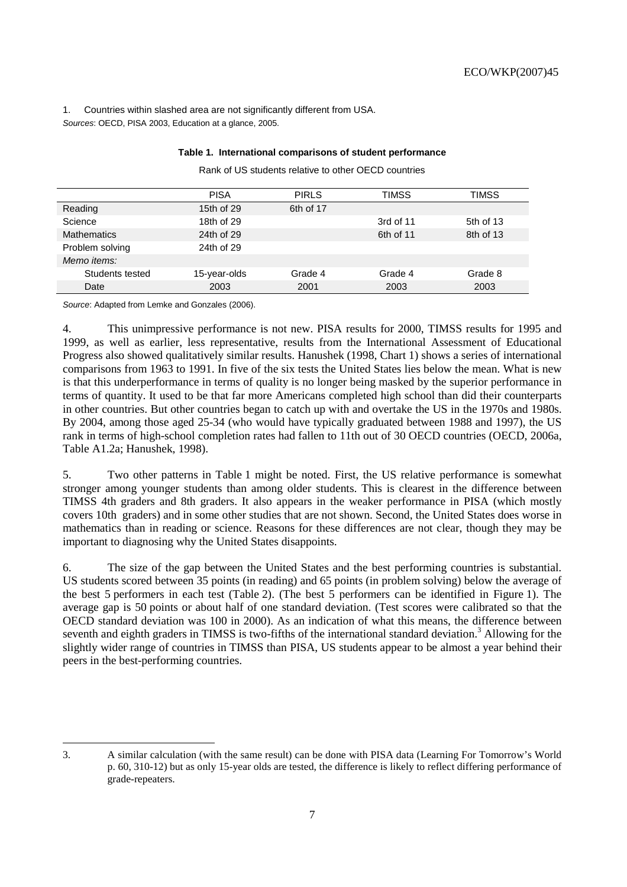1. Countries within slashed area are not significantly different from USA.

*Sources*: OECD, PISA 2003, Education at a glance, 2005.

**Table 1. International comparisons of student performance**

Rank of US students relative to other OECD countries

| | PISA | PIRLS | TIMSS | TIMSS |
|---|---|---|---|---|
| Reading | 15th of 29 | 6th of 17 | | |
| Science | 18th of 29 | | 3rd of 11 | 5th of 13 |
| Mathematics | 24th of 29 | | 6th of 11 | 8th of 13 |
| Problem solving | 24th of 29 | | | |
| *Memo items:* | | | | |
| Students tested | 15-year-olds | Grade 4 | Grade 4 | Grade 8 |
| Date | 2003 | 2001 | 2003 | 2003 |

*Source*: Adapted from Lemke and Gonzales (2006).

4. This unimpressive performance is not new. PISA results for 2000, TIMSS results for 1995 and 1999, as well as earlier, less representative, results from the International Assessment of Educational Progress also showed qualitatively similar results. Hanushek (1998, Chart 1) shows a series of international comparisons from 1963 to 1991. In five of the six tests the United States lies below the mean. What is new is that this underperformance in terms of quality is no longer being masked by the superior performance in terms of quantity. It used to be that far more Americans completed high school than did their counterparts in other countries. But other countries began to catch up with and overtake the US in the 1970s and 1980s. By 2004, among those aged 25-34 (who would have typically graduated between 1988 and 1997), the US rank in terms of high-school completion rates had fallen to 11th out of 30 OECD countries (OECD, 2006a, Table A1.2a; Hanushek, 1998).

5. Two other patterns in Table 1 might be noted. First, the US relative performance is somewhat stronger among younger students than among older students. This is clearest in the difference between TIMSS 4th graders and 8th graders. It also appears in the weaker performance in PISA (which mostly covers 10th graders) and in some other studies that are not shown. Second, the United States does worse in mathematics than in reading or science. Reasons for these differences are not clear, though they may be important to diagnosing why the United States disappoints.

6. The size of the gap between the United States and the best performing countries is substantial. US students scored between 35 points (in reading) and 65 points (in problem solving) below the average of the best 5 performers in each test (Table 2). (The best 5 performers can be identified in Figure 1). The average gap is 50 points or about half of one standard deviation. (Test scores were calibrated so that the OECD standard deviation was 100 in 2000). As an indication of what this means, the difference between seventh and eighth graders in TIMSS is two-fifths of the international standard deviation.[3] Allowing for the slightly wider range of countries in TIMSS than PISA, US students appear to be almost a year behind their peers in the best-performing countries.

3. A similar calculation (with the same result) can be done with PISA data (Learning For Tomorrow's World p. 60, 310-12) but as only 15-year olds are tested, the difference is likely to reflect differing performance of grade-repeaters.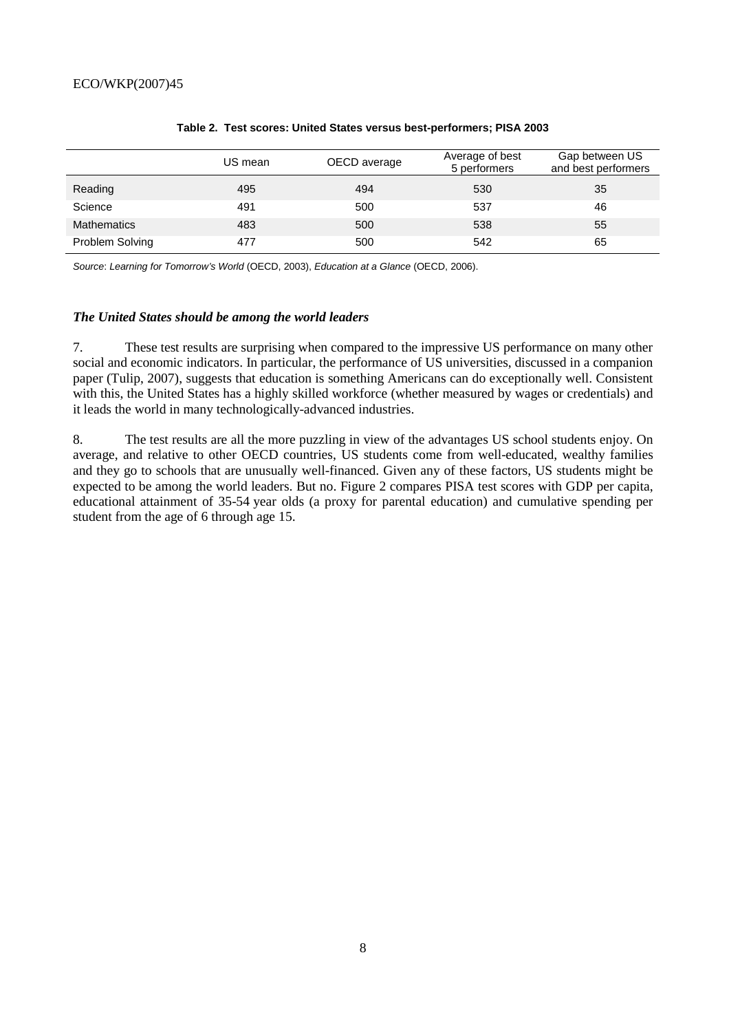**Table 2. Test scores: United States versus best-performers; PISA 2003**

| | US mean | OECD average | Average of best 5 performers | Gap between US and best performers |
|---|---|---|---|---|
| Reading | 495 | 494 | 530 | 35 |
| Science | 491 | 500 | 537 | 46 |
| Mathematics | 483 | 500 | 538 | 55 |
| Problem Solving | 477 | 500 | 542 | 65 |

*Source*: *Learning for Tomorrow's World* (OECD, 2003), *Education at a Glance* (OECD, 2006).

### *The United States should be among the world leaders*

7. These test results are surprising when compared to the impressive US performance on many other social and economic indicators. In particular, the performance of US universities, discussed in a companion paper (Tulip, 2007), suggests that education is something Americans can do exceptionally well. Consistent with this, the United States has a highly skilled workforce (whether measured by wages or credentials) and it leads the world in many technologically-advanced industries.

8. The test results are all the more puzzling in view of the advantages US school students enjoy. On average, and relative to other OECD countries, US students come from well-educated, wealthy families and they go to schools that are unusually well-financed. Given any of these factors, US students might be expected to be among the world leaders. But no. Figure 2 compares PISA test scores with GDP per capita, educational attainment of 35-54 year olds (a proxy for parental education) and cumulative spending per student from the age of 6 through age 15.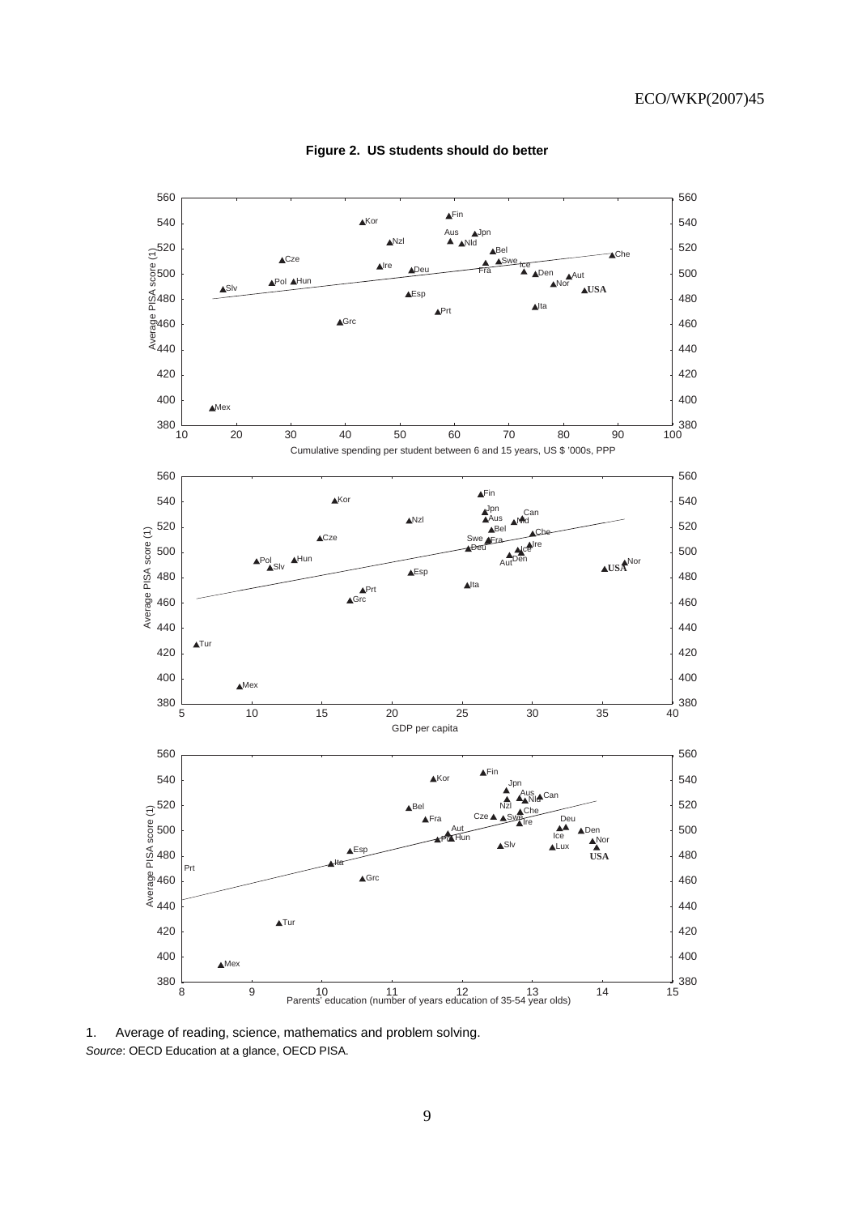**Figure 2. US students should do better**

1. Average of reading, science, mathematics and problem solving.

*Source*: OECD Education at a glance, OECD PISA.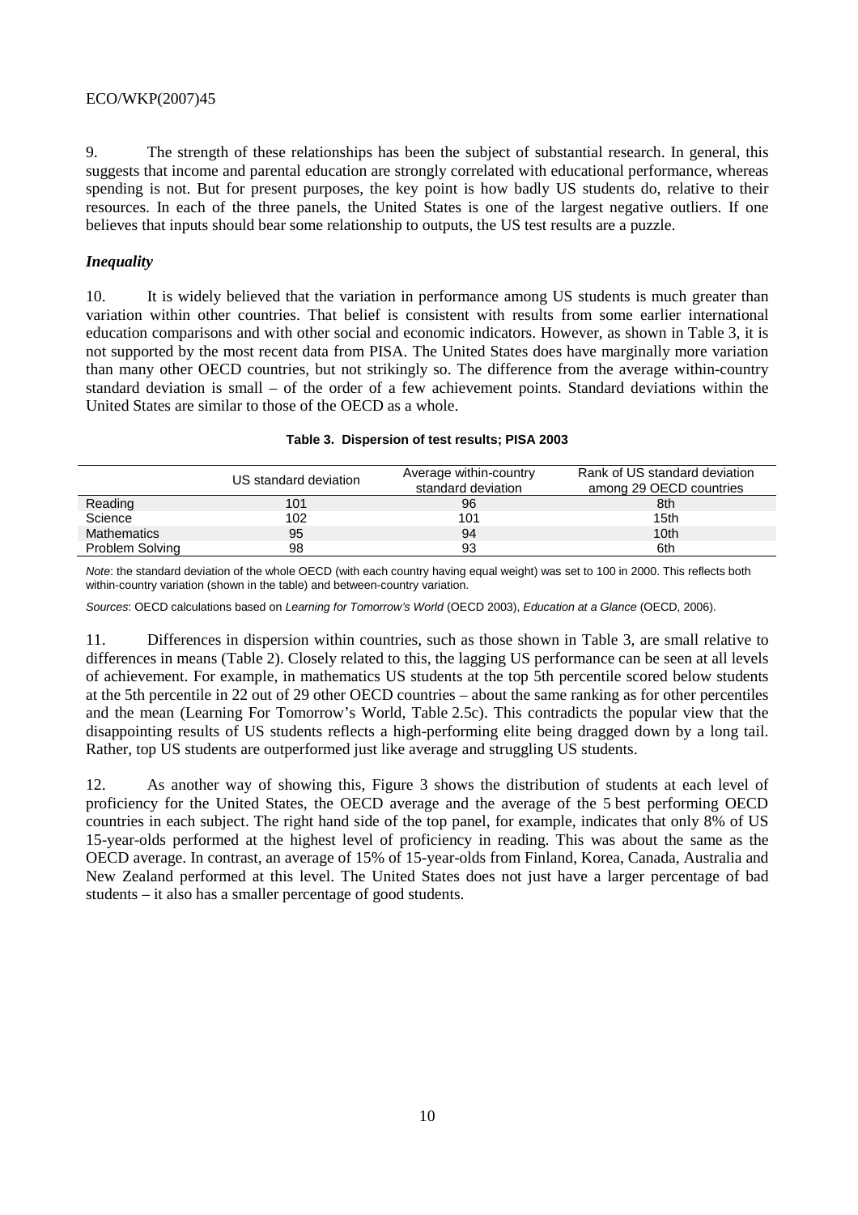9. The strength of these relationships has been the subject of substantial research. In general, this suggests that income and parental education are strongly correlated with educational performance, whereas spending is not. But for present purposes, the key point is how badly US students do, relative to their resources. In each of the three panels, the United States is one of the largest negative outliers. If one believes that inputs should bear some relationship to outputs, the US test results are a puzzle.

### *Inequality*

10. It is widely believed that the variation in performance among US students is much greater than variation within other countries. That belief is consistent with results from some earlier international education comparisons and with other social and economic indicators. However, as shown in Table 3, it is not supported by the most recent data from PISA. The United States does have marginally more variation than many other OECD countries, but not strikingly so. The difference from the average within-country standard deviation is small – of the order of a few achievement points. Standard deviations within the United States are similar to those of the OECD as a whole.

**Table 3. Dispersion of test results; PISA 2003**

| | US standard deviation | Average within-country standard deviation | Rank of US standard deviation among 29 OECD countries |
|---|---|---|---|
| Reading | 101 | 96 | 8th |
| Science | 102 | 101 | 15th |
| Mathematics | 95 | 94 | 10th |
| Problem Solving | 98 | 93 | 6th |

*Note*: the standard deviation of the whole OECD (with each country having equal weight) was set to 100 in 2000. This reflects both within-country variation (shown in the table) and between-country variation.

*Sources*: OECD calculations based on *Learning for Tomorrow's World* (OECD 2003), *Education at a Glance* (OECD, 2006).

11. Differences in dispersion within countries, such as those shown in Table 3, are small relative to differences in means (Table 2). Closely related to this, the lagging US performance can be seen at all levels of achievement. For example, in mathematics US students at the top 5th percentile scored below students at the 5th percentile in 22 out of 29 other OECD countries – about the same ranking as for other percentiles and the mean (Learning For Tomorrow's World, Table 2.5c). This contradicts the popular view that the disappointing results of US students reflects a high-performing elite being dragged down by a long tail. Rather, top US students are outperformed just like average and struggling US students.

12. As another way of showing this, Figure 3 shows the distribution of students at each level of proficiency for the United States, the OECD average and the average of the 5 best performing OECD countries in each subject. The right hand side of the top panel, for example, indicates that only 8% of US 15-year-olds performed at the highest level of proficiency in reading. This was about the same as the OECD average. In contrast, an average of 15% of 15-year-olds from Finland, Korea, Canada, Australia and New Zealand performed at this level. The United States does not just have a larger percentage of bad students – it also has a smaller percentage of good students.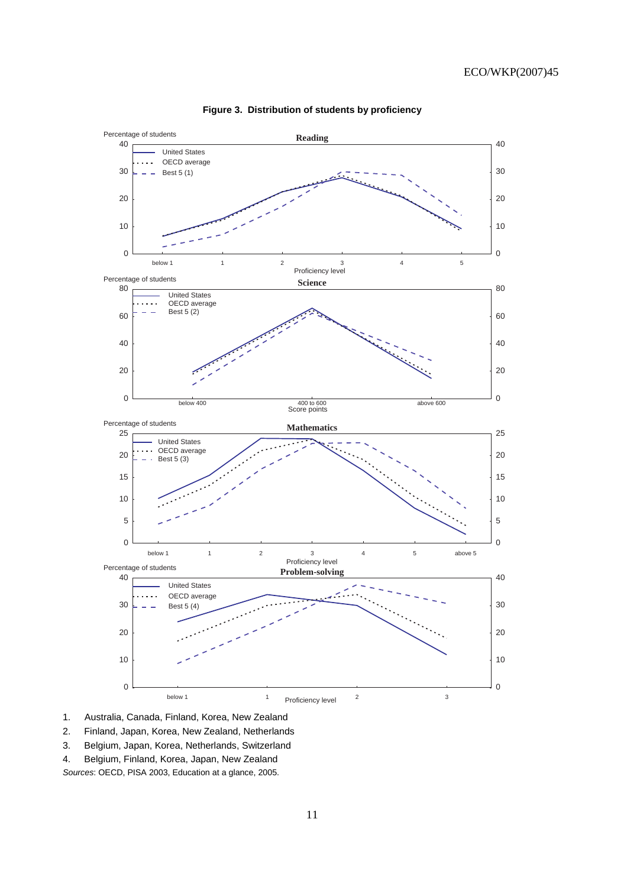**Figure 3. Distribution of students by proficiency**

1. Australia, Canada, Finland, Korea, New Zealand
2. Finland, Japan, Korea, New Zealand, Netherlands
3. Belgium, Japan, Korea, Netherlands, Switzerland
4. Belgium, Finland, Korea, Japan, New Zealand

*Sources*: OECD, PISA 2003, Education at a glance, 2005.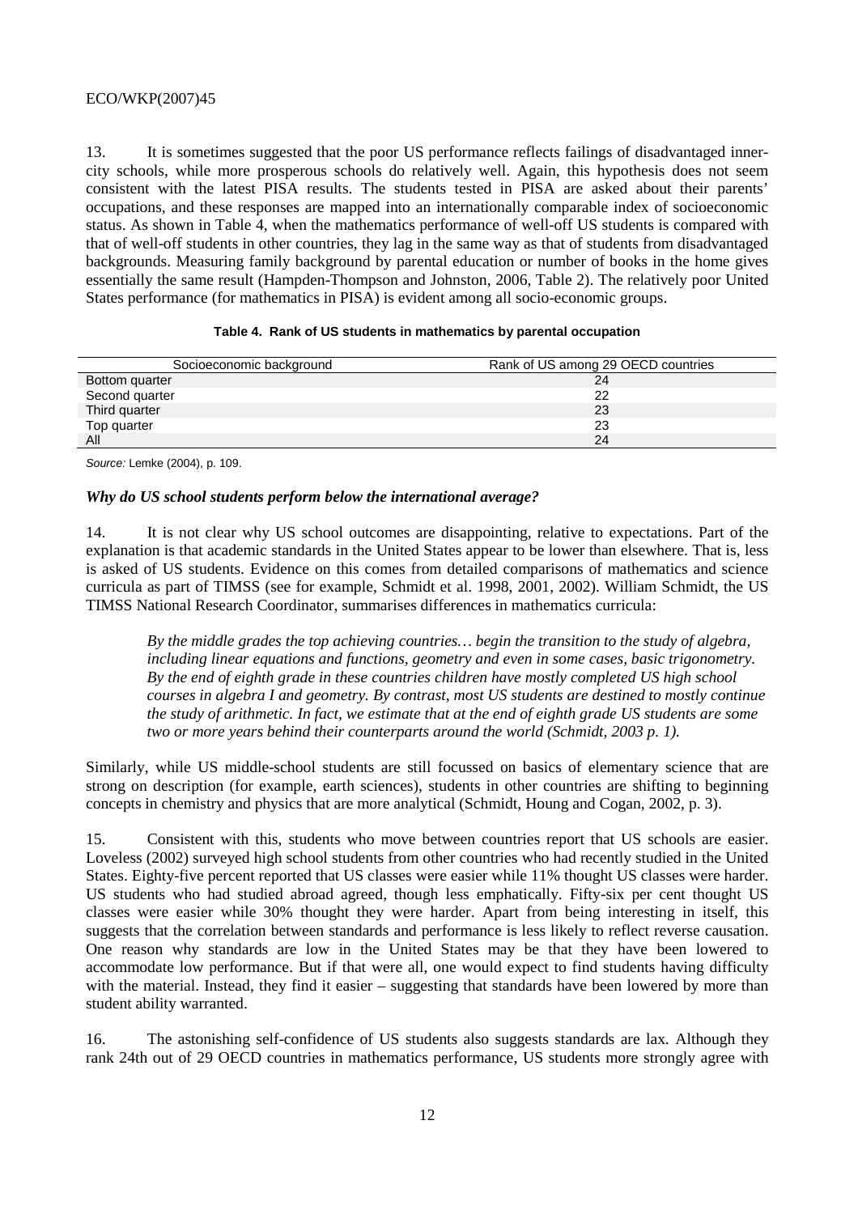13. It is sometimes suggested that the poor US performance reflects failings of disadvantaged inner-city schools, while more prosperous schools do relatively well. Again, this hypothesis does not seem consistent with the latest PISA results. The students tested in PISA are asked about their parents' occupations, and these responses are mapped into an internationally comparable index of socioeconomic status. As shown in Table 4, when the mathematics performance of well-off US students is compared with that of well-off students in other countries, they lag in the same way as that of students from disadvantaged backgrounds. Measuring family background by parental education or number of books in the home gives essentially the same result (Hampden-Thompson and Johnston, 2006, Table 2). The relatively poor United States performance (for mathematics in PISA) is evident among all socio-economic groups.

**Table 4. Rank of US students in mathematics by parental occupation**

| Socioeconomic background | Rank of US among 29 OECD countries |
|---|---|
| Bottom quarter | 24 |
| Second quarter | 22 |
| Third quarter | 23 |
| Top quarter | 23 |
| All | 24 |

*Source:* Lemke (2004), p. 109.

### *Why do US school students perform below the international average?*

14. It is not clear why US school outcomes are disappointing, relative to expectations. Part of the explanation is that academic standards in the United States appear to be lower than elsewhere. That is, less is asked of US students. Evidence on this comes from detailed comparisons of mathematics and science curricula as part of TIMSS (see for example, Schmidt et al. 1998, 2001, 2002). William Schmidt, the US TIMSS National Research Coordinator, summarises differences in mathematics curricula:

> *By the middle grades the top achieving countries… begin the transition to the study of algebra, including linear equations and functions, geometry and even in some cases, basic trigonometry. By the end of eighth grade in these countries children have mostly completed US high school courses in algebra I and geometry. By contrast, most US students are destined to mostly continue the study of arithmetic. In fact, we estimate that at the end of eighth grade US students are some two or more years behind their counterparts around the world (Schmidt, 2003 p. 1).*

Similarly, while US middle-school students are still focussed on basics of elementary science that are strong on description (for example, earth sciences), students in other countries are shifting to beginning concepts in chemistry and physics that are more analytical (Schmidt, Houng and Cogan, 2002, p. 3).

15. Consistent with this, students who move between countries report that US schools are easier. Loveless (2002) surveyed high school students from other countries who had recently studied in the United States. Eighty-five percent reported that US classes were easier while 11% thought US classes were harder. US students who had studied abroad agreed, though less emphatically. Fifty-six per cent thought US classes were easier while 30% thought they were harder. Apart from being interesting in itself, this suggests that the correlation between standards and performance is less likely to reflect reverse causation. One reason why standards are low in the United States may be that they have been lowered to accommodate low performance. But if that were all, one would expect to find students having difficulty with the material. Instead, they find it easier – suggesting that standards have been lowered by more than student ability warranted.

16. The astonishing self-confidence of US students also suggests standards are lax. Although they rank 24th out of 29 OECD countries in mathematics performance, US students more strongly agree with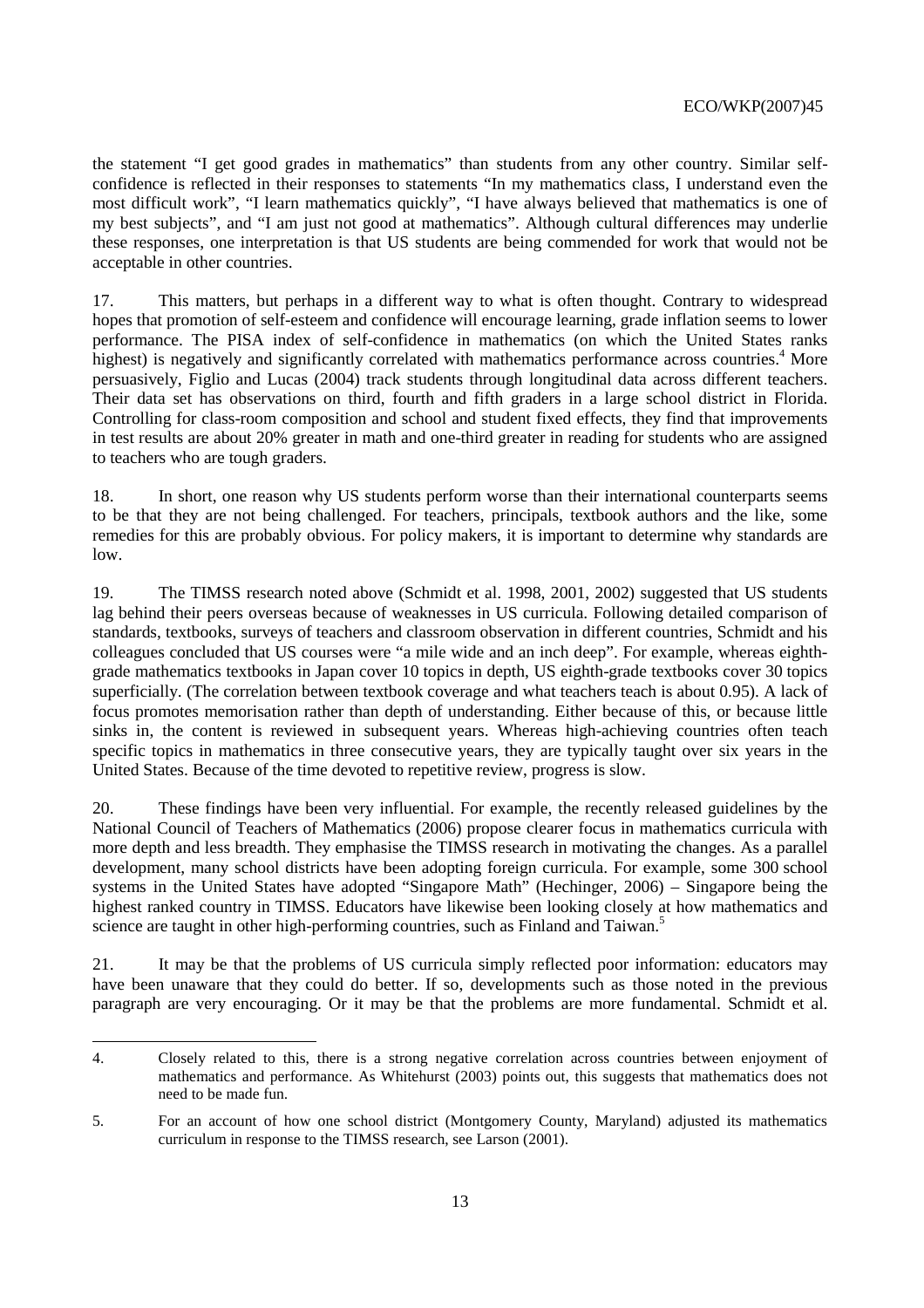the statement "I get good grades in mathematics" than students from any other country. Similar self-confidence is reflected in their responses to statements "In my mathematics class, I understand even the most difficult work", "I learn mathematics quickly", "I have always believed that mathematics is one of my best subjects", and "I am just not good at mathematics". Although cultural differences may underlie these responses, one interpretation is that US students are being commended for work that would not be acceptable in other countries.

17. This matters, but perhaps in a different way to what is often thought. Contrary to widespread hopes that promotion of self-esteem and confidence will encourage learning, grade inflation seems to lower performance. The PISA index of self-confidence in mathematics (on which the United States ranks highest) is negatively and significantly correlated with mathematics performance across countries.[4] More persuasively, Figlio and Lucas (2004) track students through longitudinal data across different teachers. Their data set has observations on third, fourth and fifth graders in a large school district in Florida. Controlling for class-room composition and school and student fixed effects, they find that improvements in test results are about 20% greater in math and one-third greater in reading for students who are assigned to teachers who are tough graders.

18. In short, one reason why US students perform worse than their international counterparts seems to be that they are not being challenged. For teachers, principals, textbook authors and the like, some remedies for this are probably obvious. For policy makers, it is important to determine why standards are low.

19. The TIMSS research noted above (Schmidt et al. 1998, 2001, 2002) suggested that US students lag behind their peers overseas because of weaknesses in US curricula. Following detailed comparison of standards, textbooks, surveys of teachers and classroom observation in different countries, Schmidt and his colleagues concluded that US courses were "a mile wide and an inch deep". For example, whereas eighth-grade mathematics textbooks in Japan cover 10 topics in depth, US eighth-grade textbooks cover 30 topics superficially. (The correlation between textbook coverage and what teachers teach is about 0.95). A lack of focus promotes memorisation rather than depth of understanding. Either because of this, or because little sinks in, the content is reviewed in subsequent years. Whereas high-achieving countries often teach specific topics in mathematics in three consecutive years, they are typically taught over six years in the United States. Because of the time devoted to repetitive review, progress is slow.

20. These findings have been very influential. For example, the recently released guidelines by the National Council of Teachers of Mathematics (2006) propose clearer focus in mathematics curricula with more depth and less breadth. They emphasise the TIMSS research in motivating the changes. As a parallel development, many school districts have been adopting foreign curricula. For example, some 300 school systems in the United States have adopted "Singapore Math" (Hechinger, 2006) – Singapore being the highest ranked country in TIMSS. Educators have likewise been looking closely at how mathematics and science are taught in other high-performing countries, such as Finland and Taiwan.[5]

21. It may be that the problems of US curricula simply reflected poor information: educators may have been unaware that they could do better. If so, developments such as those noted in the previous paragraph are very encouraging. Or it may be that the problems are more fundamental. Schmidt et al.

---

4. Closely related to this, there is a strong negative correlation across countries between enjoyment of mathematics and performance. As Whitehurst (2003) points out, this suggests that mathematics does not need to be made fun.

5. For an account of how one school district (Montgomery County, Maryland) adjusted its mathematics curriculum in response to the TIMSS research, see Larson (2001).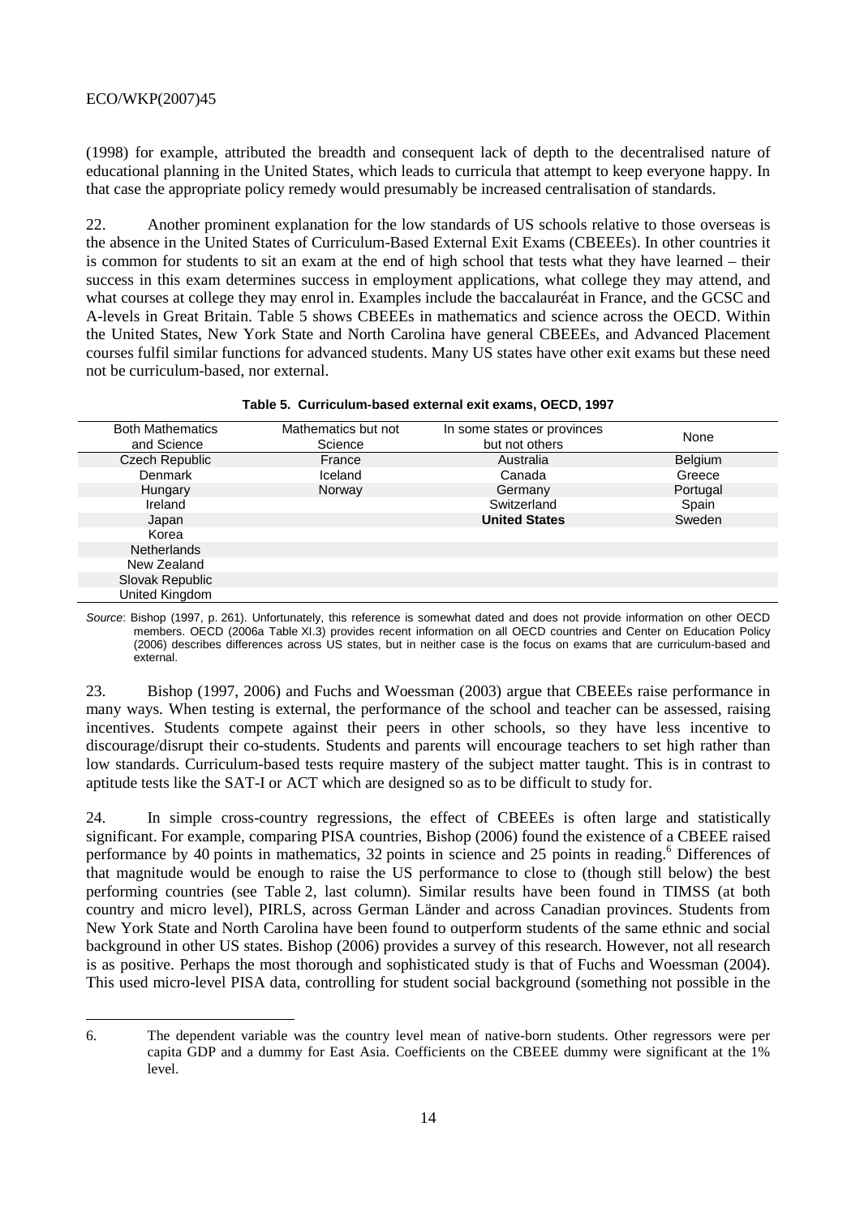(1998) for example, attributed the breadth and consequent lack of depth to the decentralised nature of educational planning in the United States, which leads to curricula that attempt to keep everyone happy. In that case the appropriate policy remedy would presumably be increased centralisation of standards.

22. Another prominent explanation for the low standards of US schools relative to those overseas is the absence in the United States of Curriculum-Based External Exit Exams (CBEEEs). In other countries it is common for students to sit an exam at the end of high school that tests what they have learned – their success in this exam determines success in employment applications, what college they may attend, and what courses at college they may enrol in. Examples include the baccalauréat in France, and the GCSC and A-levels in Great Britain. Table 5 shows CBEEEs in mathematics and science across the OECD. Within the United States, New York State and North Carolina have general CBEEEs, and Advanced Placement courses fulfil similar functions for advanced students. Many US states have other exit exams but these need not be curriculum-based, nor external.

**Table 5. Curriculum-based external exit exams, OECD, 1997**

| Both Mathematics and Science | Mathematics but not Science | In some states or provinces but not others | None |
|---|---|---|---|
| Czech Republic | France | Australia | Belgium |
| Denmark | Iceland | Canada | Greece |
| Hungary | Norway | Germany | Portugal |
| Ireland | | Switzerland | Spain |
| Japan | | **United States** | Sweden |
| Korea | | | |
| Netherlands | | | |
| New Zealand | | | |
| Slovak Republic | | | |
| United Kingdom | | | |

*Source*: Bishop (1997, p. 261). Unfortunately, this reference is somewhat dated and does not provide information on other OECD members. OECD (2006a Table XI.3) provides recent information on all OECD countries and Center on Education Policy (2006) describes differences across US states, but in neither case is the focus on exams that are curriculum-based and external.

23. Bishop (1997, 2006) and Fuchs and Woessman (2003) argue that CBEEEs raise performance in many ways. When testing is external, the performance of the school and teacher can be assessed, raising incentives. Students compete against their peers in other schools, so they have less incentive to discourage/disrupt their co-students. Students and parents will encourage teachers to set high rather than low standards. Curriculum-based tests require mastery of the subject matter taught. This is in contrast to aptitude tests like the SAT-I or ACT which are designed so as to be difficult to study for.

24. In simple cross-country regressions, the effect of CBEEEs is often large and statistically significant. For example, comparing PISA countries, Bishop (2006) found the existence of a CBEEE raised performance by 40 points in mathematics, 32 points in science and 25 points in reading.[6] Differences of that magnitude would be enough to raise the US performance to close to (though still below) the best performing countries (see Table 2, last column). Similar results have been found in TIMSS (at both country and micro level), PIRLS, across German Länder and across Canadian provinces. Students from New York State and North Carolina have been found to outperform students of the same ethnic and social background in other US states. Bishop (2006) provides a survey of this research. However, not all research is as positive. Perhaps the most thorough and sophisticated study is that of Fuchs and Woessman (2004). This used micro-level PISA data, controlling for student social background (something not possible in the

6. The dependent variable was the country level mean of native-born students. Other regressors were per capita GDP and a dummy for East Asia. Coefficients on the CBEEE dummy were significant at the 1% level.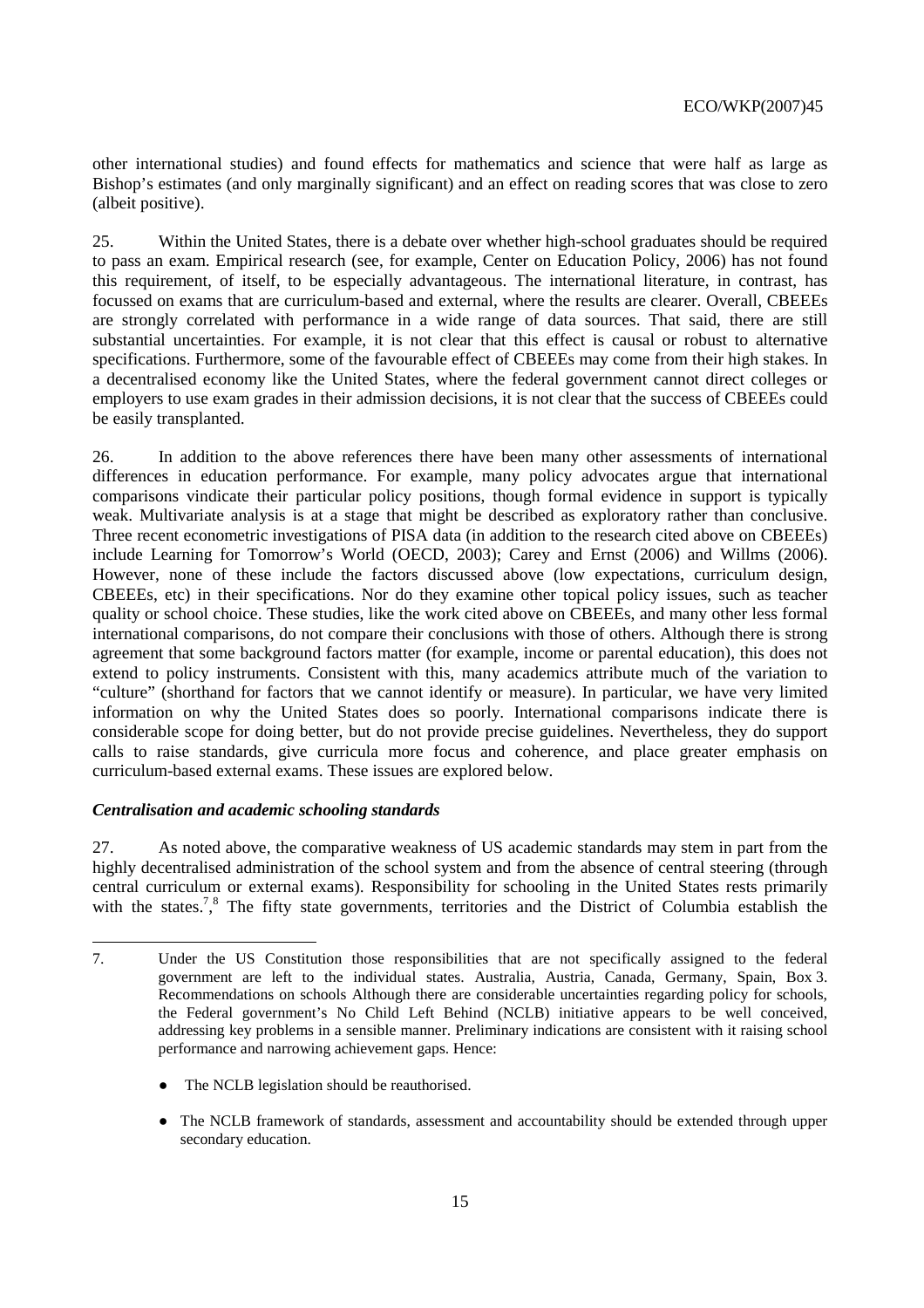other international studies) and found effects for mathematics and science that were half as large as Bishop's estimates (and only marginally significant) and an effect on reading scores that was close to zero (albeit positive).

25. Within the United States, there is a debate over whether high-school graduates should be required to pass an exam. Empirical research (see, for example, Center on Education Policy, 2006) has not found this requirement, of itself, to be especially advantageous. The international literature, in contrast, has focussed on exams that are curriculum-based and external, where the results are clearer. Overall, CBEEEs are strongly correlated with performance in a wide range of data sources. That said, there are still substantial uncertainties. For example, it is not clear that this effect is causal or robust to alternative specifications. Furthermore, some of the favourable effect of CBEEEs may come from their high stakes. In a decentralised economy like the United States, where the federal government cannot direct colleges or employers to use exam grades in their admission decisions, it is not clear that the success of CBEEEs could be easily transplanted.

26. In addition to the above references there have been many other assessments of international differences in education performance. For example, many policy advocates argue that international comparisons vindicate their particular policy positions, though formal evidence in support is typically weak. Multivariate analysis is at a stage that might be described as exploratory rather than conclusive. Three recent econometric investigations of PISA data (in addition to the research cited above on CBEEEs) include Learning for Tomorrow's World (OECD, 2003); Carey and Ernst (2006) and Willms (2006). However, none of these include the factors discussed above (low expectations, curriculum design, CBEEEs, etc) in their specifications. Nor do they examine other topical policy issues, such as teacher quality or school choice. These studies, like the work cited above on CBEEEs, and many other less formal international comparisons, do not compare their conclusions with those of others. Although there is strong agreement that some background factors matter (for example, income or parental education), this does not extend to policy instruments. Consistent with this, many academics attribute much of the variation to "culture" (shorthand for factors that we cannot identify or measure). In particular, we have very limited information on why the United States does so poorly. International comparisons indicate there is considerable scope for doing better, but do not provide precise guidelines. Nevertheless, they do support calls to raise standards, give curricula more focus and coherence, and place greater emphasis on curriculum-based external exams. These issues are explored below.

### *Centralisation and academic schooling standards*

27. As noted above, the comparative weakness of US academic standards may stem in part from the highly decentralised administration of the school system and from the absence of central steering (through central curriculum or external exams). Responsibility for schooling in the United States rests primarily with the states.[7],[8] The fifty state governments, territories and the District of Columbia establish the

---

7. Under the US Constitution those responsibilities that are not specifically assigned to the federal government are left to the individual states. Australia, Austria, Canada, Germany, Spain, Box 3. Recommendations on schools Although there are considerable uncertainties regarding policy for schools, the Federal government's No Child Left Behind (NCLB) initiative appears to be well conceived, addressing key problems in a sensible manner. Preliminary indications are consistent with it raising school performance and narrowing achievement gaps. Hence:

- The NCLB legislation should be reauthorised.
- The NCLB framework of standards, assessment and accountability should be extended through upper secondary education.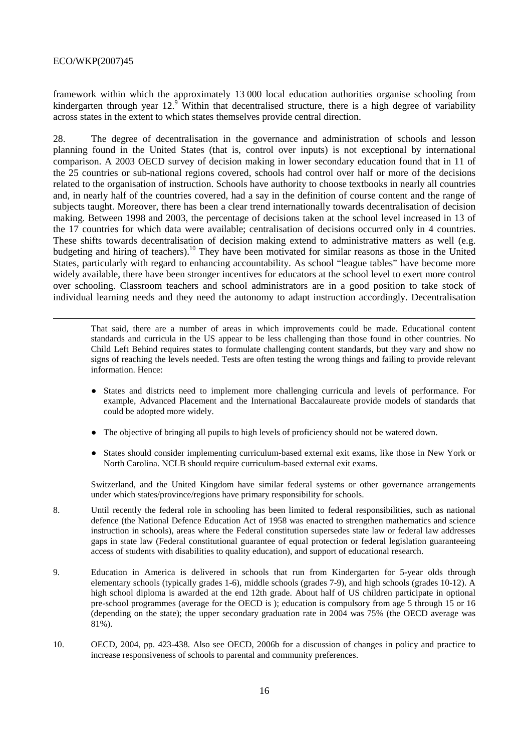framework within which the approximately 13 000 local education authorities organise schooling from kindergarten through year 12.[9] Within that decentralised structure, there is a high degree of variability across states in the extent to which states themselves provide central direction.

28. The degree of decentralisation in the governance and administration of schools and lesson planning found in the United States (that is, control over inputs) is not exceptional by international comparison. A 2003 OECD survey of decision making in lower secondary education found that in 11 of the 25 countries or sub-national regions covered, schools had control over half or more of the decisions related to the organisation of instruction. Schools have authority to choose textbooks in nearly all countries and, in nearly half of the countries covered, had a say in the definition of course content and the range of subjects taught. Moreover, there has been a clear trend internationally towards decentralisation of decision making. Between 1998 and 2003, the percentage of decisions taken at the school level increased in 13 of the 17 countries for which data were available; centralisation of decisions occurred only in 4 countries. These shifts towards decentralisation of decision making extend to administrative matters as well (e.g. budgeting and hiring of teachers).[10] They have been motivated for similar reasons as those in the United States, particularly with regard to enhancing accountability. As school "league tables" have become more widely available, there have been stronger incentives for educators at the school level to exert more control over schooling. Classroom teachers and school administrators are in a good position to take stock of individual learning needs and they need the autonomy to adapt instruction accordingly. Decentralisation

---

That said, there are a number of areas in which improvements could be made. Educational content standards and curricula in the US appear to be less challenging than those found in other countries. No Child Left Behind requires states to formulate challenging content standards, but they vary and show no signs of reaching the levels needed. Tests are often testing the wrong things and failing to provide relevant information. Hence:

- States and districts need to implement more challenging curricula and levels of performance. For example, Advanced Placement and the International Baccalaureate provide models of standards that could be adopted more widely.
- The objective of bringing all pupils to high levels of proficiency should not be watered down.
- States should consider implementing curriculum-based external exit exams, like those in New York or North Carolina. NCLB should require curriculum-based external exit exams.

Switzerland, and the United Kingdom have similar federal systems or other governance arrangements under which states/province/regions have primary responsibility for schools.

8. Until recently the federal role in schooling has been limited to federal responsibilities, such as national defence (the National Defence Education Act of 1958 was enacted to strengthen mathematics and science instruction in schools), areas where the Federal constitution supersedes state law or federal law addresses gaps in state law (Federal constitutional guarantee of equal protection or federal legislation guaranteeing access of students with disabilities to quality education), and support of educational research.

9. Education in America is delivered in schools that run from Kindergarten for 5-year olds through elementary schools (typically grades 1-6), middle schools (grades 7-9), and high schools (grades 10-12). A high school diploma is awarded at the end 12th grade. About half of US children participate in optional pre-school programmes (average for the OECD is ); education is compulsory from age 5 through 15 or 16 (depending on the state); the upper secondary graduation rate in 2004 was 75% (the OECD average was 81%).

10. OECD, 2004, pp. 423-438. Also see OECD, 2006b for a discussion of changes in policy and practice to increase responsiveness of schools to parental and community preferences.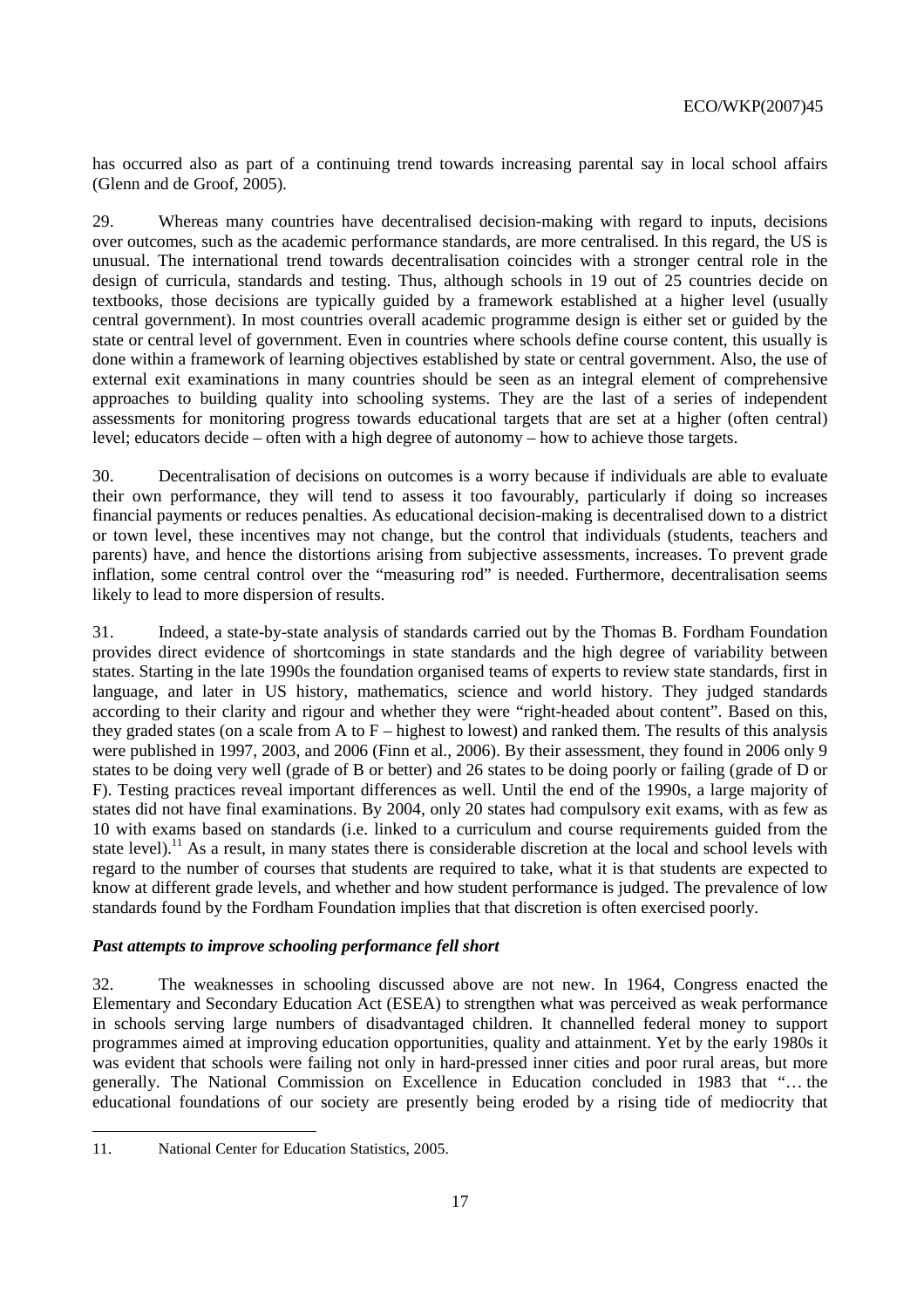has occurred also as part of a continuing trend towards increasing parental say in local school affairs (Glenn and de Groof, 2005).

29. Whereas many countries have decentralised decision-making with regard to inputs, decisions over outcomes, such as the academic performance standards, are more centralised. In this regard, the US is unusual. The international trend towards decentralisation coincides with a stronger central role in the design of curricula, standards and testing. Thus, although schools in 19 out of 25 countries decide on textbooks, those decisions are typically guided by a framework established at a higher level (usually central government). In most countries overall academic programme design is either set or guided by the state or central level of government. Even in countries where schools define course content, this usually is done within a framework of learning objectives established by state or central government. Also, the use of external exit examinations in many countries should be seen as an integral element of comprehensive approaches to building quality into schooling systems. They are the last of a series of independent assessments for monitoring progress towards educational targets that are set at a higher (often central) level; educators decide – often with a high degree of autonomy – how to achieve those targets.

30. Decentralisation of decisions on outcomes is a worry because if individuals are able to evaluate their own performance, they will tend to assess it too favourably, particularly if doing so increases financial payments or reduces penalties. As educational decision-making is decentralised down to a district or town level, these incentives may not change, but the control that individuals (students, teachers and parents) have, and hence the distortions arising from subjective assessments, increases. To prevent grade inflation, some central control over the "measuring rod" is needed. Furthermore, decentralisation seems likely to lead to more dispersion of results.

31. Indeed, a state-by-state analysis of standards carried out by the Thomas B. Fordham Foundation provides direct evidence of shortcomings in state standards and the high degree of variability between states. Starting in the late 1990s the foundation organised teams of experts to review state standards, first in language, and later in US history, mathematics, science and world history. They judged standards according to their clarity and rigour and whether they were "right-headed about content". Based on this, they graded states (on a scale from A to F – highest to lowest) and ranked them. The results of this analysis were published in 1997, 2003, and 2006 (Finn et al., 2006). By their assessment, they found in 2006 only 9 states to be doing very well (grade of B or better) and 26 states to be doing poorly or failing (grade of D or F). Testing practices reveal important differences as well. Until the end of the 1990s, a large majority of states did not have final examinations. By 2004, only 20 states had compulsory exit exams, with as few as 10 with exams based on standards (i.e. linked to a curriculum and course requirements guided from the state level).[11] As a result, in many states there is considerable discretion at the local and school levels with regard to the number of courses that students are required to take, what it is that students are expected to know at different grade levels, and whether and how student performance is judged. The prevalence of low standards found by the Fordham Foundation implies that that discretion is often exercised poorly.

### *Past attempts to improve schooling performance fell short*

32. The weaknesses in schooling discussed above are not new. In 1964, Congress enacted the Elementary and Secondary Education Act (ESEA) to strengthen what was perceived as weak performance in schools serving large numbers of disadvantaged children. It channelled federal money to support programmes aimed at improving education opportunities, quality and attainment. Yet by the early 1980s it was evident that schools were failing not only in hard-pressed inner cities and poor rural areas, but more generally. The National Commission on Excellence in Education concluded in 1983 that "… the educational foundations of our society are presently being eroded by a rising tide of mediocrity that

11. National Center for Education Statistics, 2005.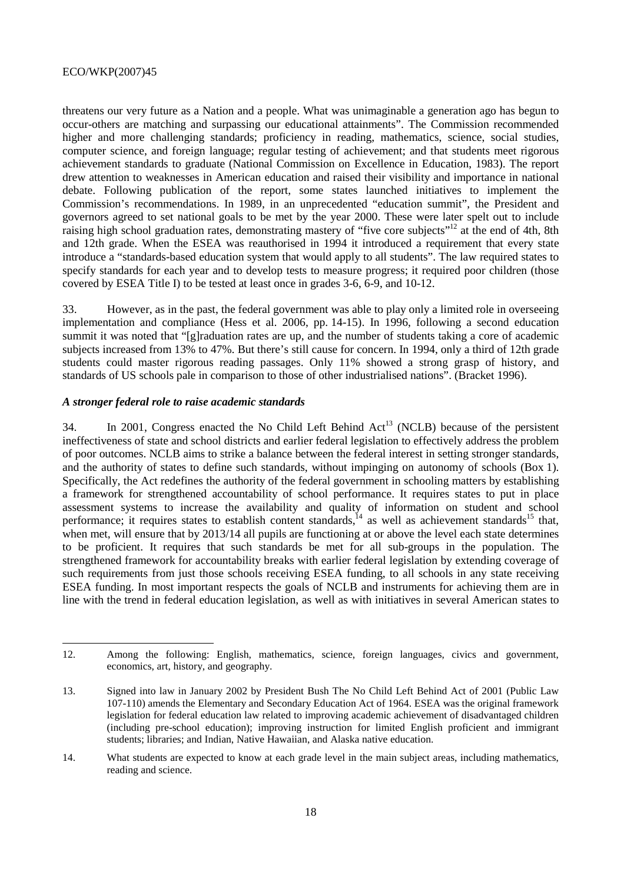threatens our very future as a Nation and a people. What was unimaginable a generation ago has begun to occur-others are matching and surpassing our educational attainments". The Commission recommended higher and more challenging standards; proficiency in reading, mathematics, science, social studies, computer science, and foreign language; regular testing of achievement; and that students meet rigorous achievement standards to graduate (National Commission on Excellence in Education, 1983). The report drew attention to weaknesses in American education and raised their visibility and importance in national debate. Following publication of the report, some states launched initiatives to implement the Commission's recommendations. In 1989, in an unprecedented "education summit", the President and governors agreed to set national goals to be met by the year 2000. These were later spelt out to include raising high school graduation rates, demonstrating mastery of "five core subjects"[12] at the end of 4th, 8th and 12th grade. When the ESEA was reauthorised in 1994 it introduced a requirement that every state introduce a "standards-based education system that would apply to all students". The law required states to specify standards for each year and to develop tests to measure progress; it required poor children (those covered by ESEA Title I) to be tested at least once in grades 3-6, 6-9, and 10-12.

33. However, as in the past, the federal government was able to play only a limited role in overseeing implementation and compliance (Hess et al. 2006, pp. 14-15). In 1996, following a second education summit it was noted that "[g]raduation rates are up, and the number of students taking a core of academic subjects increased from 13% to 47%. But there's still cause for concern. In 1994, only a third of 12th grade students could master rigorous reading passages. Only 11% showed a strong grasp of history, and standards of US schools pale in comparison to those of other industrialised nations". (Bracket 1996).

### *A stronger federal role to raise academic standards*

34. In 2001, Congress enacted the No Child Left Behind Act[13] (NCLB) because of the persistent ineffectiveness of state and school districts and earlier federal legislation to effectively address the problem of poor outcomes. NCLB aims to strike a balance between the federal interest in setting stronger standards, and the authority of states to define such standards, without impinging on autonomy of schools (Box 1). Specifically, the Act redefines the authority of the federal government in schooling matters by establishing a framework for strengthened accountability of school performance. It requires states to put in place assessment systems to increase the availability and quality of information on student and school performance; it requires states to establish content standards,[14] as well as achievement standards[15] that, when met, will ensure that by 2013/14 all pupils are functioning at or above the level each state determines to be proficient. It requires that such standards be met for all sub-groups in the population. The strengthened framework for accountability breaks with earlier federal legislation by extending coverage of such requirements from just those schools receiving ESEA funding, to all schools in any state receiving ESEA funding. In most important respects the goals of NCLB and instruments for achieving them are in line with the trend in federal education legislation, as well as with initiatives in several American states to

---

12. Among the following: English, mathematics, science, foreign languages, civics and government, economics, art, history, and geography.

13. Signed into law in January 2002 by President Bush The No Child Left Behind Act of 2001 (Public Law 107-110) amends the Elementary and Secondary Education Act of 1964. ESEA was the original framework legislation for federal education law related to improving academic achievement of disadvantaged children (including pre-school education); improving instruction for limited English proficient and immigrant students; libraries; and Indian, Native Hawaiian, and Alaska native education.

14. What students are expected to know at each grade level in the main subject areas, including mathematics, reading and science.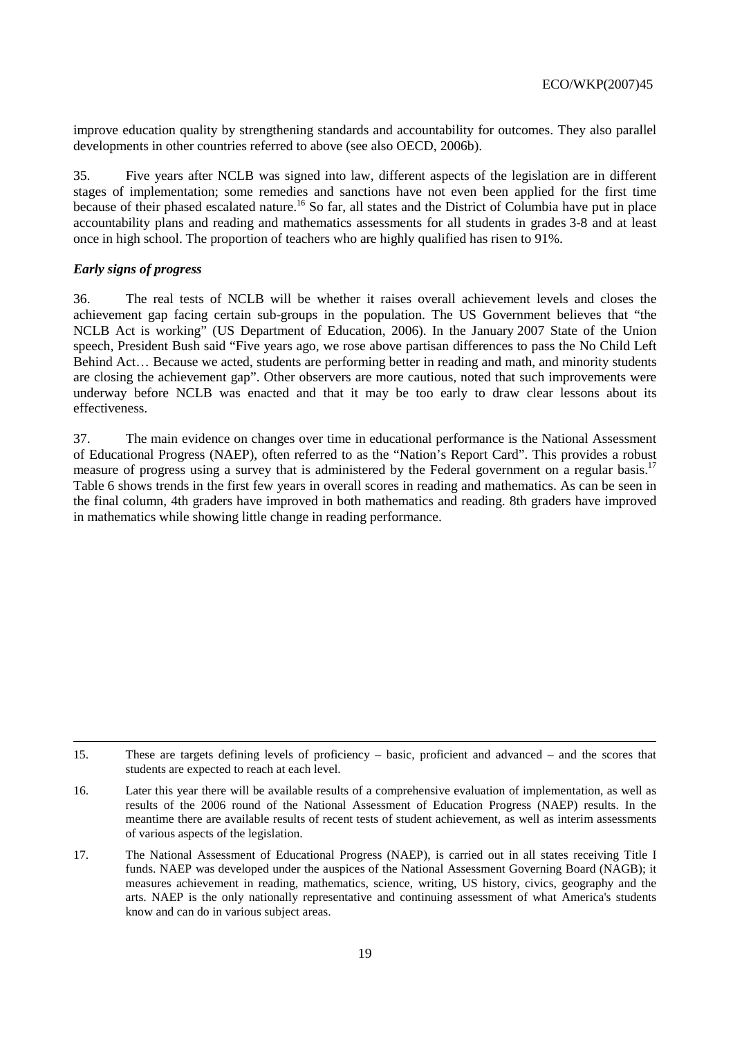improve education quality by strengthening standards and accountability for outcomes. They also parallel developments in other countries referred to above (see also OECD, 2006b).

35. Five years after NCLB was signed into law, different aspects of the legislation are in different stages of implementation; some remedies and sanctions have not even been applied for the first time because of their phased escalated nature.[16] So far, all states and the District of Columbia have put in place accountability plans and reading and mathematics assessments for all students in grades 3-8 and at least once in high school. The proportion of teachers who are highly qualified has risen to 91%.

### *Early signs of progress*

36. The real tests of NCLB will be whether it raises overall achievement levels and closes the achievement gap facing certain sub-groups in the population. The US Government believes that "the NCLB Act is working" (US Department of Education, 2006). In the January 2007 State of the Union speech, President Bush said "Five years ago, we rose above partisan differences to pass the No Child Left Behind Act… Because we acted, students are performing better in reading and math, and minority students are closing the achievement gap". Other observers are more cautious, noted that such improvements were underway before NCLB was enacted and that it may be too early to draw clear lessons about its effectiveness.

37. The main evidence on changes over time in educational performance is the National Assessment of Educational Progress (NAEP), often referred to as the "Nation's Report Card". This provides a robust measure of progress using a survey that is administered by the Federal government on a regular basis.[17] Table 6 shows trends in the first few years in overall scores in reading and mathematics. As can be seen in the final column, 4th graders have improved in both mathematics and reading. 8th graders have improved in mathematics while showing little change in reading performance.

---

15. These are targets defining levels of proficiency – basic, proficient and advanced – and the scores that students are expected to reach at each level.

16. Later this year there will be available results of a comprehensive evaluation of implementation, as well as results of the 2006 round of the National Assessment of Education Progress (NAEP) results. In the meantime there are available results of recent tests of student achievement, as well as interim assessments of various aspects of the legislation.

17. The National Assessment of Educational Progress (NAEP), is carried out in all states receiving Title I funds. NAEP was developed under the auspices of the National Assessment Governing Board (NAGB); it measures achievement in reading, mathematics, science, writing, US history, civics, geography and the arts. NAEP is the only nationally representative and continuing assessment of what America's students know and can do in various subject areas.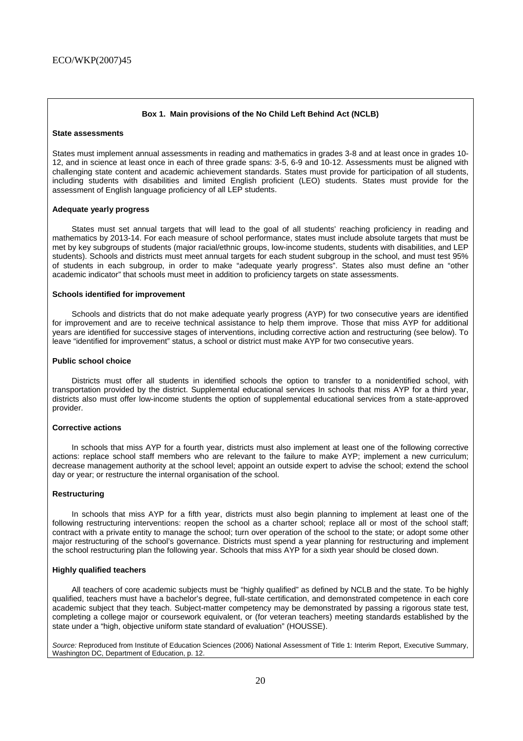**Box 1. Main provisions of the No Child Left Behind Act (NCLB)**

**State assessments**

States must implement annual assessments in reading and mathematics in grades 3-8 and at least once in grades 10-12, and in science at least once in each of three grade spans: 3-5, 6-9 and 10-12. Assessments must be aligned with challenging state content and academic achievement standards. States must provide for participation of all students, including students with disabilities and limited English proficient (LEO) students. States must provide for the assessment of English language proficiency of all LEP students.

**Adequate yearly progress**

States must set annual targets that will lead to the goal of all students' reaching proficiency in reading and mathematics by 2013-14. For each measure of school performance, states must include absolute targets that must be met by key subgroups of students (major racial/ethnic groups, low-income students, students with disabilities, and LEP students). Schools and districts must meet annual targets for each student subgroup in the school, and must test 95% of students in each subgroup, in order to make "adequate yearly progress". States also must define an "other academic indicator" that schools must meet in addition to proficiency targets on state assessments.

**Schools identified for improvement**

Schools and districts that do not make adequate yearly progress (AYP) for two consecutive years are identified for improvement and are to receive technical assistance to help them improve. Those that miss AYP for additional years are identified for successive stages of interventions, including corrective action and restructuring (see below). To leave "identified for improvement" status, a school or district must make AYP for two consecutive years.

**Public school choice**

Districts must offer all students in identified schools the option to transfer to a nonidentified school, with transportation provided by the district. Supplemental educational services In schools that miss AYP for a third year, districts also must offer low-income students the option of supplemental educational services from a state-approved provider.

**Corrective actions**

In schools that miss AYP for a fourth year, districts must also implement at least one of the following corrective actions: replace school staff members who are relevant to the failure to make AYP; implement a new curriculum; decrease management authority at the school level; appoint an outside expert to advise the school; extend the school day or year; or restructure the internal organisation of the school.

**Restructuring**

In schools that miss AYP for a fifth year, districts must also begin planning to implement at least one of the following restructuring interventions: reopen the school as a charter school; replace all or most of the school staff; contract with a private entity to manage the school; turn over operation of the school to the state; or adopt some other major restructuring of the school's governance. Districts must spend a year planning for restructuring and implement the school restructuring plan the following year. Schools that miss AYP for a sixth year should be closed down.

**Highly qualified teachers**

All teachers of core academic subjects must be "highly qualified" as defined by NCLB and the state. To be highly qualified, teachers must have a bachelor's degree, full-state certification, and demonstrated competence in each core academic subject that they teach. Subject-matter competency may be demonstrated by passing a rigorous state test, completing a college major or coursework equivalent, or (for veteran teachers) meeting standards established by the state under a "high, objective uniform state standard of evaluation" (HOUSSE).

*Source:* Reproduced from Institute of Education Sciences (2006) National Assessment of Title 1: Interim Report, Executive Summary, Washington DC, Department of Education, p. 12.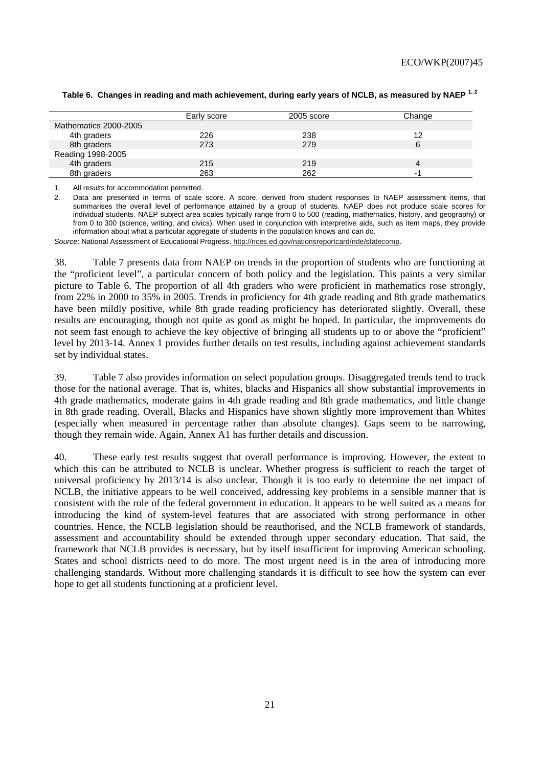**Table 6. Changes in reading and math achievement, during early years of NCLB, as measured by NAEP [1, 2]**

| | Early score | 2005 score | Change |
|---|---|---|---|
| Mathematics 2000-2005 | | | |
| 4th graders | 226 | 238 | 12 |
| 8th graders | 273 | 279 | 6 |
| Reading 1998-2005 | | | |
| 4th graders | 215 | 219 | 4 |
| 8th graders | 263 | 262 | -1 |

1. All results for accommodation permitted.
2. Data are presented in terms of scale score. A score, derived from student responses to NAEP assessment items, that summarises the overall level of performance attained by a group of students. NAEP does not produce scale scores for individual students. NAEP subject area scales typically range from 0 to 500 (reading, mathematics, history, and geography) or from 0 to 300 (science, writing, and civics). When used in conjunction with interpretive aids, such as item maps, they provide information about what a particular aggregate of students in the population knows and can do.

*Source*: National Assessment of Educational Progress. http://nces.ed.gov/nationsreportcard/nde/statecomp.

38. Table 7 presents data from NAEP on trends in the proportion of students who are functioning at the "proficient level", a particular concern of both policy and the legislation. This paints a very similar picture to Table 6. The proportion of all 4th graders who were proficient in mathematics rose strongly, from 22% in 2000 to 35% in 2005. Trends in proficiency for 4th grade reading and 8th grade mathematics have been mildly positive, while 8th grade reading proficiency has deteriorated slightly. Overall, these results are encouraging, though not quite as good as might be hoped. In particular, the improvements do not seem fast enough to achieve the key objective of bringing all students up to or above the "proficient" level by 2013-14. Annex 1 provides further details on test results, including against achievement standards set by individual states.

39. Table 7 also provides information on select population groups. Disaggregated trends tend to track those for the national average. That is, whites, blacks and Hispanics all show substantial improvements in 4th grade mathematics, moderate gains in 4th grade reading and 8th grade mathematics, and little change in 8th grade reading. Overall, Blacks and Hispanics have shown slightly more improvement than Whites (especially when measured in percentage rather than absolute changes). Gaps seem to be narrowing, though they remain wide. Again, Annex A1 has further details and discussion.

40. These early test results suggest that overall performance is improving. However, the extent to which this can be attributed to NCLB is unclear. Whether progress is sufficient to reach the target of universal proficiency by 2013/14 is also unclear. Though it is too early to determine the net impact of NCLB, the initiative appears to be well conceived, addressing key problems in a sensible manner that is consistent with the role of the federal government in education. It appears to be well suited as a means for introducing the kind of system-level features that are associated with strong performance in other countries. Hence, the NCLB legislation should be reauthorised, and the NCLB framework of standards, assessment and accountability should be extended through upper secondary education. That said, the framework that NCLB provides is necessary, but by itself insufficient for improving American schooling. States and school districts need to do more. The most urgent need is in the area of introducing more challenging standards. Without more challenging standards it is difficult to see how the system can ever hope to get all students functioning at a proficient level.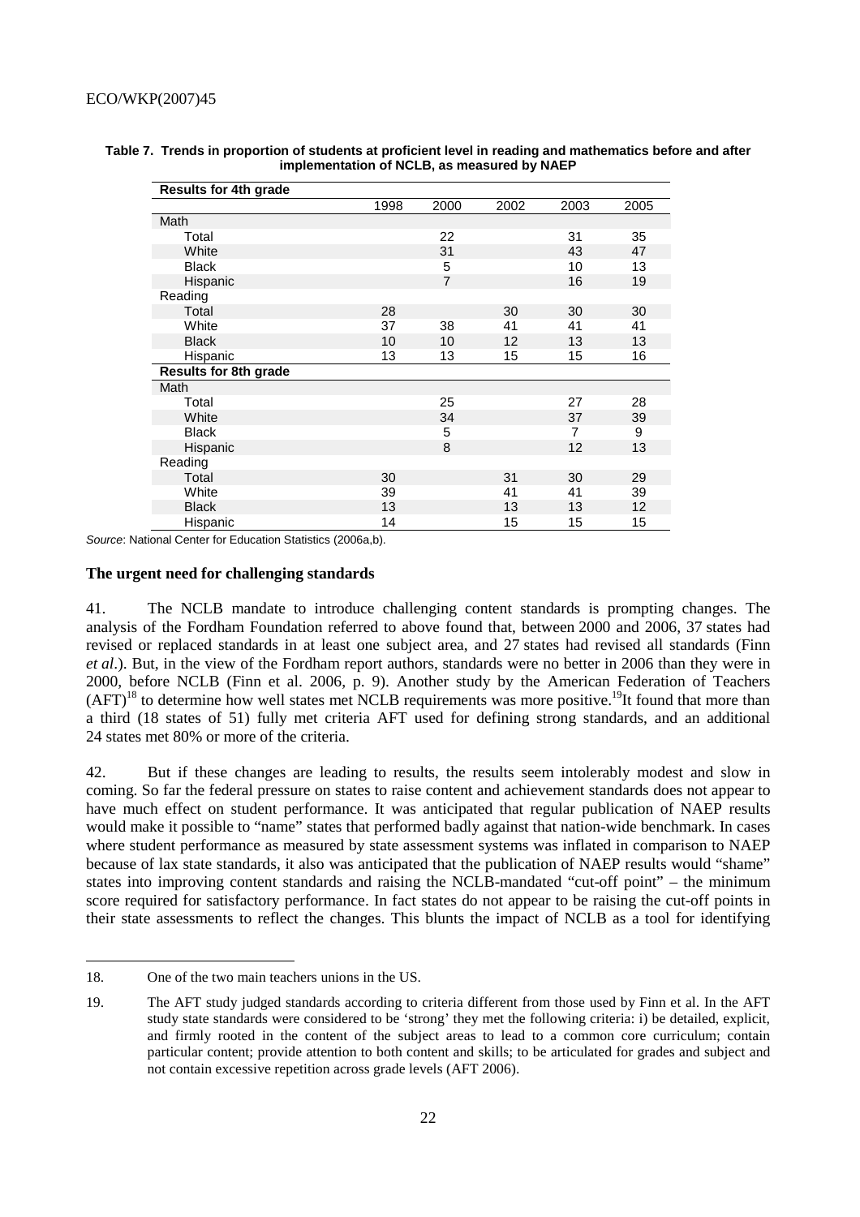**Table 7. Trends in proportion of students at proficient level in reading and mathematics before and after implementation of NCLB, as measured by NAEP**

| **Results for 4th grade** | | | | | |
|---|---|---|---|---|---|
| | 1998 | 2000 | 2002 | 2003 | 2005 |
| Math | | | | | |
| Total | | 22 | | 31 | 35 |
| White | | 31 | | 43 | 47 |
| Black | | 5 | | 10 | 13 |
| Hispanic | | 7 | | 16 | 19 |
| Reading | | | | | |
| Total | 28 | | 30 | 30 | 30 |
| White | 37 | 38 | 41 | 41 | 41 |
| Black | 10 | 10 | 12 | 13 | 13 |
| Hispanic | 13 | 13 | 15 | 15 | 16 |
| **Results for 8th grade** | | | | | |
| Math | | | | | |
| Total | | 25 | | 27 | 28 |
| White | | 34 | | 37 | 39 |
| Black | | 5 | | 7 | 9 |
| Hispanic | | 8 | | 12 | 13 |
| Reading | | | | | |
| Total | 30 | | 31 | 30 | 29 |
| White | 39 | | 41 | 41 | 39 |
| Black | 13 | | 13 | 13 | 12 |
| Hispanic | 14 | | 15 | 15 | 15 |

*Source*: National Center for Education Statistics (2006a,b).

### The urgent need for challenging standards

41. The NCLB mandate to introduce challenging content standards is prompting changes. The analysis of the Fordham Foundation referred to above found that, between 2000 and 2006, 37 states had revised or replaced standards in at least one subject area, and 27 states had revised all standards (Finn *et al*.). But, in the view of the Fordham report authors, standards were no better in 2006 than they were in 2000, before NCLB (Finn et al. 2006, p. 9). Another study by the American Federation of Teachers (AFT)[18] to determine how well states met NCLB requirements was more positive.[19] It found that more than a third (18 states of 51) fully met criteria AFT used for defining strong standards, and an additional 24 states met 80% or more of the criteria.

42. But if these changes are leading to results, the results seem intolerably modest and slow in coming. So far the federal pressure on states to raise content and achievement standards does not appear to have much effect on student performance. It was anticipated that regular publication of NAEP results would make it possible to "name" states that performed badly against that nation-wide benchmark. In cases where student performance as measured by state assessment systems was inflated in comparison to NAEP because of lax state standards, it also was anticipated that the publication of NAEP results would "shame" states into improving content standards and raising the NCLB-mandated "cut-off point" – the minimum score required for satisfactory performance. In fact states do not appear to be raising the cut-off points in their state assessments to reflect the changes. This blunts the impact of NCLB as a tool for identifying

18. One of the two main teachers unions in the US.

19. The AFT study judged standards according to criteria different from those used by Finn et al. In the AFT study state standards were considered to be 'strong' they met the following criteria: i) be detailed, explicit, and firmly rooted in the content of the subject areas to lead to a common core curriculum; contain particular content; provide attention to both content and skills; to be articulated for grades and subject and not contain excessive repetition across grade levels (AFT 2006).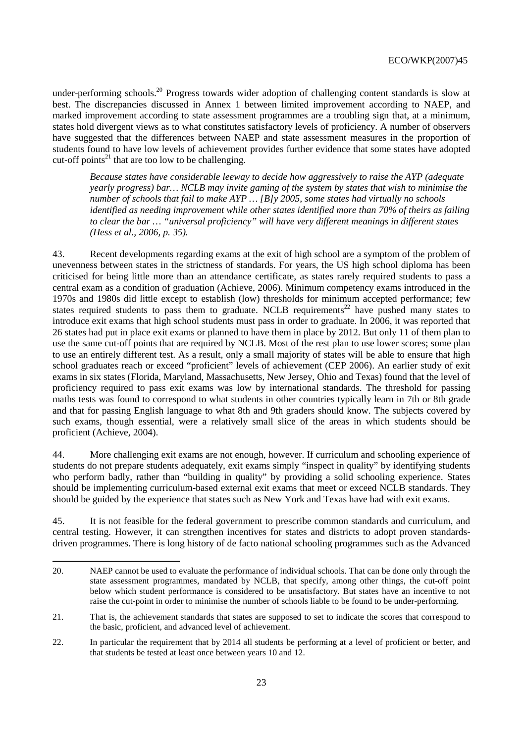under-performing schools.[20] Progress towards wider adoption of challenging content standards is slow at best. The discrepancies discussed in Annex 1 between limited improvement according to NAEP, and marked improvement according to state assessment programmes are a troubling sign that, at a minimum, states hold divergent views as to what constitutes satisfactory levels of proficiency. A number of observers have suggested that the differences between NAEP and state assessment measures in the proportion of students found to have low levels of achievement provides further evidence that some states have adopted cut-off points[21] that are too low to be challenging.

> *Because states have considerable leeway to decide how aggressively to raise the AYP (adequate yearly progress) bar… NCLB may invite gaming of the system by states that wish to minimise the number of schools that fail to make AYP … [B]y 2005, some states had virtually no schools identified as needing improvement while other states identified more than 70% of theirs as failing to clear the bar … "universal proficiency" will have very different meanings in different states (Hess et al., 2006, p. 35).*

43. Recent developments regarding exams at the exit of high school are a symptom of the problem of unevenness between states in the strictness of standards. For years, the US high school diploma has been criticised for being little more than an attendance certificate, as states rarely required students to pass a central exam as a condition of graduation (Achieve, 2006). Minimum competency exams introduced in the 1970s and 1980s did little except to establish (low) thresholds for minimum accepted performance; few states required students to pass them to graduate. NCLB requirements[22] have pushed many states to introduce exit exams that high school students must pass in order to graduate. In 2006, it was reported that 26 states had put in place exit exams or planned to have them in place by 2012. But only 11 of them plan to use the same cut-off points that are required by NCLB. Most of the rest plan to use lower scores; some plan to use an entirely different test. As a result, only a small majority of states will be able to ensure that high school graduates reach or exceed "proficient" levels of achievement (CEP 2006). An earlier study of exit exams in six states (Florida, Maryland, Massachusetts, New Jersey, Ohio and Texas) found that the level of proficiency required to pass exit exams was low by international standards. The threshold for passing maths tests was found to correspond to what students in other countries typically learn in 7th or 8th grade and that for passing English language to what 8th and 9th graders should know. The subjects covered by such exams, though essential, were a relatively small slice of the areas in which students should be proficient (Achieve, 2004).

44. More challenging exit exams are not enough, however. If curriculum and schooling experience of students do not prepare students adequately, exit exams simply "inspect in quality" by identifying students who perform badly, rather than "building in quality" by providing a solid schooling experience. States should be implementing curriculum-based external exit exams that meet or exceed NCLB standards. They should be guided by the experience that states such as New York and Texas have had with exit exams.

45. It is not feasible for the federal government to prescribe common standards and curriculum, and central testing. However, it can strengthen incentives for states and districts to adopt proven standards-driven programmes. There is long history of de facto national schooling programmes such as the Advanced

---

20. NAEP cannot be used to evaluate the performance of individual schools. That can be done only through the state assessment programmes, mandated by NCLB, that specify, among other things, the cut-off point below which student performance is considered to be unsatisfactory. But states have an incentive to not raise the cut-point in order to minimise the number of schools liable to be found to be under-performing.

21. That is, the achievement standards that states are supposed to set to indicate the scores that correspond to the basic, proficient, and advanced level of achievement.

22. In particular the requirement that by 2014 all students be performing at a level of proficient or better, and that students be tested at least once between years 10 and 12.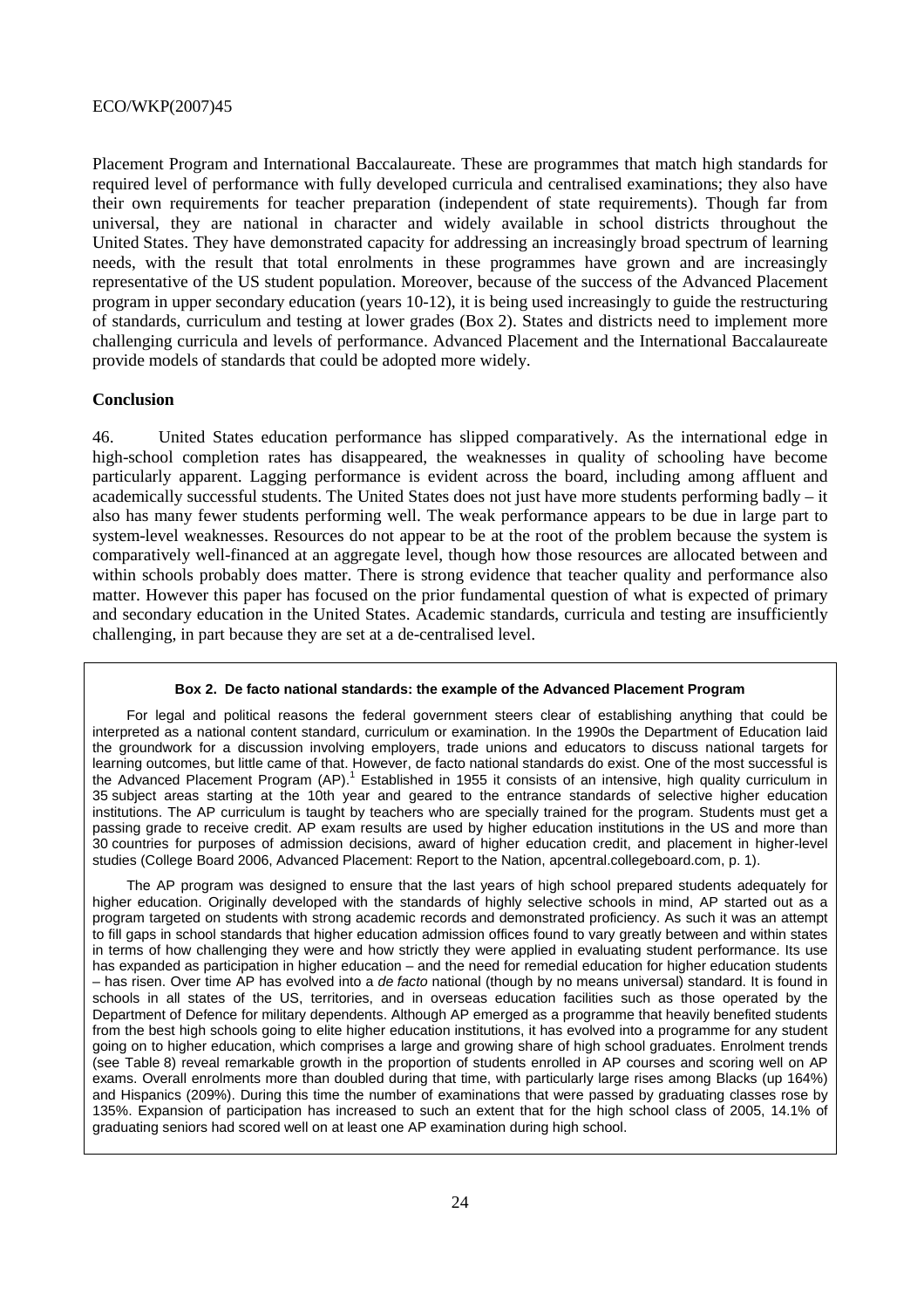Placement Program and International Baccalaureate. These are programmes that match high standards for required level of performance with fully developed curricula and centralised examinations; they also have their own requirements for teacher preparation (independent of state requirements). Though far from universal, they are national in character and widely available in school districts throughout the United States. They have demonstrated capacity for addressing an increasingly broad spectrum of learning needs, with the result that total enrolments in these programmes have grown and are increasingly representative of the US student population. Moreover, because of the success of the Advanced Placement program in upper secondary education (years 10-12), it is being used increasingly to guide the restructuring of standards, curriculum and testing at lower grades (Box 2). States and districts need to implement more challenging curricula and levels of performance. Advanced Placement and the International Baccalaureate provide models of standards that could be adopted more widely.

**Conclusion**

46. United States education performance has slipped comparatively. As the international edge in high-school completion rates has disappeared, the weaknesses in quality of schooling have become particularly apparent. Lagging performance is evident across the board, including among affluent and academically successful students. The United States does not just have more students performing badly – it also has many fewer students performing well. The weak performance appears to be due in large part to system-level weaknesses. Resources do not appear to be at the root of the problem because the system is comparatively well-financed at an aggregate level, though how those resources are allocated between and within schools probably does matter. There is strong evidence that teacher quality and performance also matter. However this paper has focused on the prior fundamental question of what is expected of primary and secondary education in the United States. Academic standards, curricula and testing are insufficiently challenging, in part because they are set at a de-centralised level.

**Box 2. De facto national standards: the example of the Advanced Placement Program**

For legal and political reasons the federal government steers clear of establishing anything that could be interpreted as a national content standard, curriculum or examination. In the 1990s the Department of Education laid the groundwork for a discussion involving employers, trade unions and educators to discuss national targets for learning outcomes, but little came of that. However, de facto national standards do exist. One of the most successful is the Advanced Placement Program (AP).[1] Established in 1955 it consists of an intensive, high quality curriculum in 35 subject areas starting at the 10th year and geared to the entrance standards of selective higher education institutions. The AP curriculum is taught by teachers who are specially trained for the program. Students must get a passing grade to receive credit. AP exam results are used by higher education institutions in the US and more than 30 countries for purposes of admission decisions, award of higher education credit, and placement in higher-level studies (College Board 2006, Advanced Placement: Report to the Nation, apcentral.collegeboard.com, p. 1).

The AP program was designed to ensure that the last years of high school prepared students adequately for higher education. Originally developed with the standards of highly selective schools in mind, AP started out as a program targeted on students with strong academic records and demonstrated proficiency. As such it was an attempt to fill gaps in school standards that higher education admission offices found to vary greatly between and within states in terms of how challenging they were and how strictly they were applied in evaluating student performance. Its use has expanded as participation in higher education – and the need for remedial education for higher education students – has risen. Over time AP has evolved into a *de facto* national (though by no means universal) standard. It is found in schools in all states of the US, territories, and in overseas education facilities such as those operated by the Department of Defence for military dependents. Although AP emerged as a programme that heavily benefited students from the best high schools going to elite higher education institutions, it has evolved into a programme for any student going on to higher education, which comprises a large and growing share of high school graduates. Enrolment trends (see Table 8) reveal remarkable growth in the proportion of students enrolled in AP courses and scoring well on AP exams. Overall enrolments more than doubled during that time, with particularly large rises among Blacks (up 164%) and Hispanics (209%). During this time the number of examinations that were passed by graduating classes rose by 135%. Expansion of participation has increased to such an extent that for the high school class of 2005, 14.1% of graduating seniors had scored well on at least one AP examination during high school.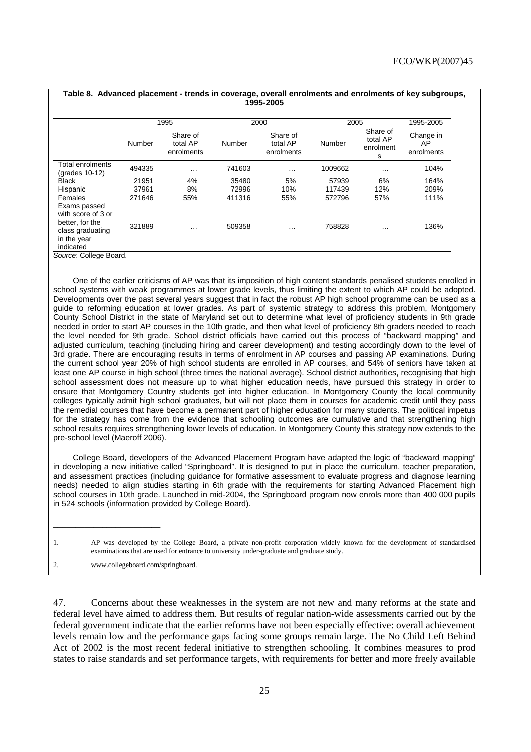**Table 8. Advanced placement - trends in coverage, overall enrolments and enrolments of key subgroups, 1995-2005**

| | 1995 | | 2000 | | 2005 | | 1995-2005 |
|---|---|---|---|---|---|---|---|
| | Number | Share of total AP enrolments | Number | Share of total AP enrolments | Number | Share of total AP enrolments | Change in AP enrolments |
| Total enrolments (grades 10-12) | 494335 | … | 741603 | … | 1009662 | … | 104% |
| Black | 21951 | 4% | 35480 | 5% | 57939 | 6% | 164% |
| Hispanic | 37961 | 8% | 72996 | 10% | 117439 | 12% | 209% |
| Females | 271646 | 55% | 411316 | 55% | 572796 | 57% | 111% |
| Exams passed with score of 3 or better, for the class graduating in the year indicated | 321889 | … | 509358 | … | 758828 | … | 136% |

*Source*: College Board.

One of the earlier criticisms of AP was that its imposition of high content standards penalised students enrolled in school systems with weak programmes at lower grade levels, thus limiting the extent to which AP could be adopted. Developments over the past several years suggest that in fact the robust AP high school programme can be used as a guide to reforming education at lower grades. As part of systemic strategy to address this problem, Montgomery County School District in the state of Maryland set out to determine what level of proficiency students in 9th grade needed in order to start AP courses in the 10th grade, and then what level of proficiency 8th graders needed to reach the level needed for 9th grade. School district officials have carried out this process of "backward mapping" and adjusted curriculum, teaching (including hiring and career development) and testing accordingly down to the level of 3rd grade. There are encouraging results in terms of enrolment in AP courses and passing AP examinations. During the current school year 20% of high school students are enrolled in AP courses, and 54% of seniors have taken at least one AP course in high school (three times the national average). School district authorities, recognising that high school assessment does not measure up to what higher education needs, have pursued this strategy in order to ensure that Montgomery Country students get into higher education. In Montgomery County the local community colleges typically admit high school graduates, but will not place them in courses for academic credit until they pass the remedial courses that have become a permanent part of higher education for many students. The political impetus for the strategy has come from the evidence that schooling outcomes are cumulative and that strengthening high school results requires strengthening lower levels of education. In Montgomery County this strategy now extends to the pre-school level (Maeroff 2006).

College Board, developers of the Advanced Placement Program have adapted the logic of "backward mapping" in developing a new initiative called "Springboard". It is designed to put in place the curriculum, teacher preparation, and assessment practices (including guidance for formative assessment to evaluate progress and diagnose learning needs) needed to align studies starting in 6th grade with the requirements for starting Advanced Placement high school courses in 10th grade. Launched in mid-2004, the Springboard program now enrols more than 400 000 pupils in 524 schools (information provided by College Board).

---

1. AP was developed by the College Board, a private non-profit corporation widely known for the development of standardised examinations that are used for entrance to university under-graduate and graduate study.

2. www.collegeboard.com/springboard.

47. Concerns about these weaknesses in the system are not new and many reforms at the state and federal level have aimed to address them. But results of regular nation-wide assessments carried out by the federal government indicate that the earlier reforms have not been especially effective: overall achievement levels remain low and the performance gaps facing some groups remain large. The No Child Left Behind Act of 2002 is the most recent federal initiative to strengthen schooling. It combines measures to prod states to raise standards and set performance targets, with requirements for better and more freely available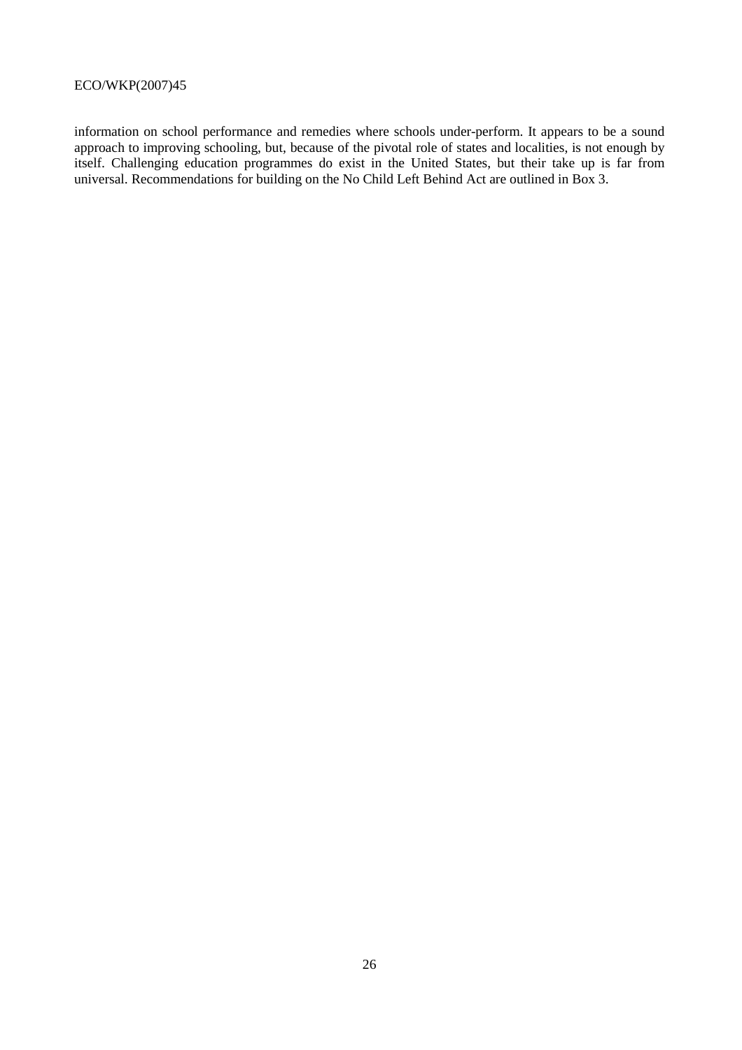information on school performance and remedies where schools under-perform. It appears to be a sound approach to improving schooling, but, because of the pivotal role of states and localities, is not enough by itself. Challenging education programmes do exist in the United States, but their take up is far from universal. Recommendations for building on the No Child Left Behind Act are outlined in Box 3.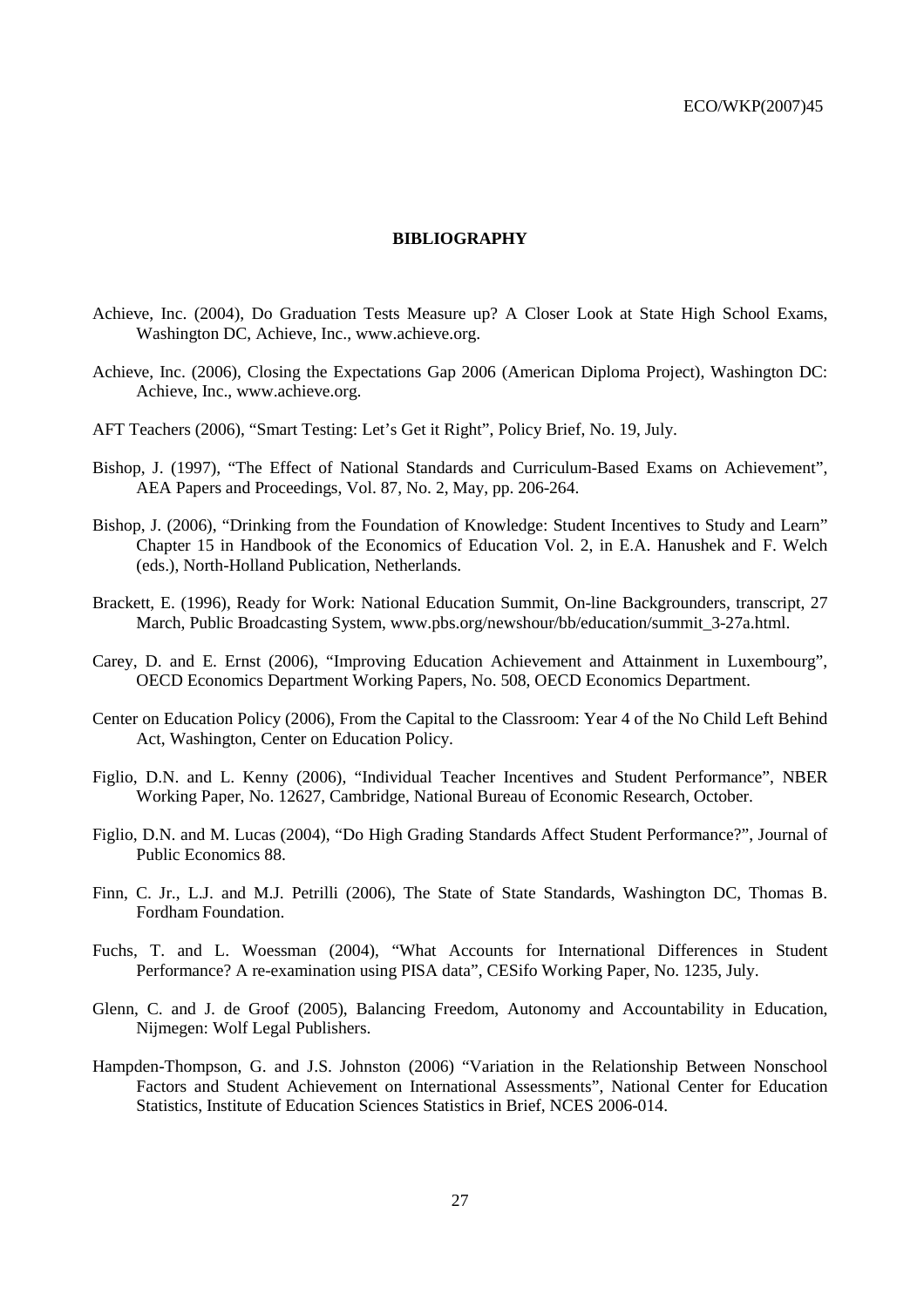## BIBLIOGRAPHY

Achieve, Inc. (2004), Do Graduation Tests Measure up? A Closer Look at State High School Exams, Washington DC, Achieve, Inc., www.achieve.org.

Achieve, Inc. (2006), Closing the Expectations Gap 2006 (American Diploma Project), Washington DC: Achieve, Inc., www.achieve.org.

AFT Teachers (2006), "Smart Testing: Let's Get it Right", Policy Brief, No. 19, July.

Bishop, J. (1997), "The Effect of National Standards and Curriculum-Based Exams on Achievement", AEA Papers and Proceedings, Vol. 87, No. 2, May, pp. 206-264.

Bishop, J. (2006), "Drinking from the Foundation of Knowledge: Student Incentives to Study and Learn" Chapter 15 in Handbook of the Economics of Education Vol. 2, in E.A. Hanushek and F. Welch (eds.), North-Holland Publication, Netherlands.

Brackett, E. (1996), Ready for Work: National Education Summit, On-line Backgrounders, transcript, 27 March, Public Broadcasting System, www.pbs.org/newshour/bb/education/summit_3-27a.html.

Carey, D. and E. Ernst (2006), "Improving Education Achievement and Attainment in Luxembourg", OECD Economics Department Working Papers, No. 508, OECD Economics Department.

Center on Education Policy (2006), From the Capital to the Classroom: Year 4 of the No Child Left Behind Act, Washington, Center on Education Policy.

Figlio, D.N. and L. Kenny (2006), "Individual Teacher Incentives and Student Performance", NBER Working Paper, No. 12627, Cambridge, National Bureau of Economic Research, October.

Figlio, D.N. and M. Lucas (2004), "Do High Grading Standards Affect Student Performance?", Journal of Public Economics 88.

Finn, C. Jr., L.J. and M.J. Petrilli (2006), The State of State Standards, Washington DC, Thomas B. Fordham Foundation.

Fuchs, T. and L. Woessman (2004), "What Accounts for International Differences in Student Performance? A re-examination using PISA data", CESifo Working Paper, No. 1235, July.

Glenn, C. and J. de Groof (2005), Balancing Freedom, Autonomy and Accountability in Education, Nijmegen: Wolf Legal Publishers.

Hampden-Thompson, G. and J.S. Johnston (2006) "Variation in the Relationship Between Nonschool Factors and Student Achievement on International Assessments", National Center for Education Statistics, Institute of Education Sciences Statistics in Brief, NCES 2006-014.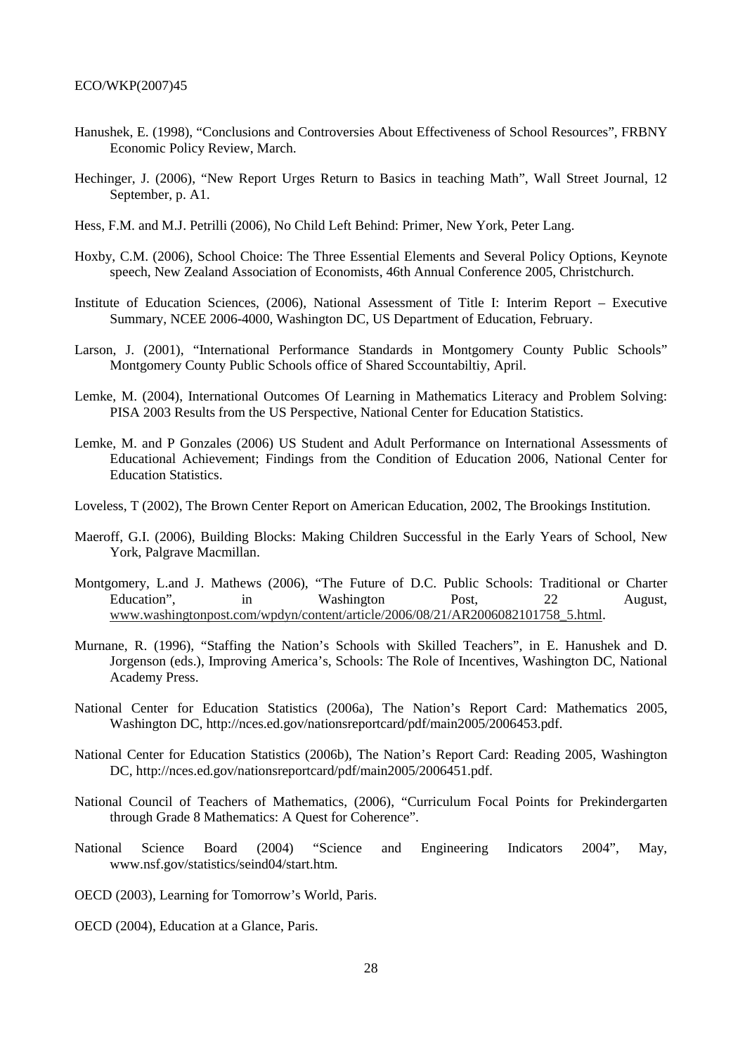Hanushek, E. (1998), "Conclusions and Controversies About Effectiveness of School Resources", FRBNY Economic Policy Review, March.

Hechinger, J. (2006), "New Report Urges Return to Basics in teaching Math", Wall Street Journal, 12 September, p. A1.

Hess, F.M. and M.J. Petrilli (2006), No Child Left Behind: Primer, New York, Peter Lang.

Hoxby, C.M. (2006), School Choice: The Three Essential Elements and Several Policy Options, Keynote speech, New Zealand Association of Economists, 46th Annual Conference 2005, Christchurch.

Institute of Education Sciences, (2006), National Assessment of Title I: Interim Report – Executive Summary, NCEE 2006-4000, Washington DC, US Department of Education, February.

Larson, J. (2001), "International Performance Standards in Montgomery County Public Schools" Montgomery County Public Schools office of Shared Sccountabiltiy, April.

Lemke, M. (2004), International Outcomes Of Learning in Mathematics Literacy and Problem Solving: PISA 2003 Results from the US Perspective, National Center for Education Statistics.

Lemke, M. and P Gonzales (2006) US Student and Adult Performance on International Assessments of Educational Achievement; Findings from the Condition of Education 2006, National Center for Education Statistics.

Loveless, T (2002), The Brown Center Report on American Education, 2002, The Brookings Institution.

Maeroff, G.I. (2006), Building Blocks: Making Children Successful in the Early Years of School, New York, Palgrave Macmillan.

Montgomery, L.and J. Mathews (2006), "The Future of D.C. Public Schools: Traditional or Charter Education", in Washington Post, 22 August, www.washingtonpost.com/wpdyn/content/article/2006/08/21/AR2006082101758_5.html.

Murnane, R. (1996), "Staffing the Nation's Schools with Skilled Teachers", in E. Hanushek and D. Jorgenson (eds.), Improving America's, Schools: The Role of Incentives, Washington DC, National Academy Press.

National Center for Education Statistics (2006a), The Nation's Report Card: Mathematics 2005, Washington DC, http://nces.ed.gov/nationsreportcard/pdf/main2005/2006453.pdf.

National Center for Education Statistics (2006b), The Nation's Report Card: Reading 2005, Washington DC, http://nces.ed.gov/nationsreportcard/pdf/main2005/2006451.pdf.

National Council of Teachers of Mathematics, (2006), "Curriculum Focal Points for Prekindergarten through Grade 8 Mathematics: A Quest for Coherence".

National Science Board (2004) "Science and Engineering Indicators 2004", May, www.nsf.gov/statistics/seind04/start.htm.

OECD (2003), Learning for Tomorrow's World, Paris.

OECD (2004), Education at a Glance, Paris.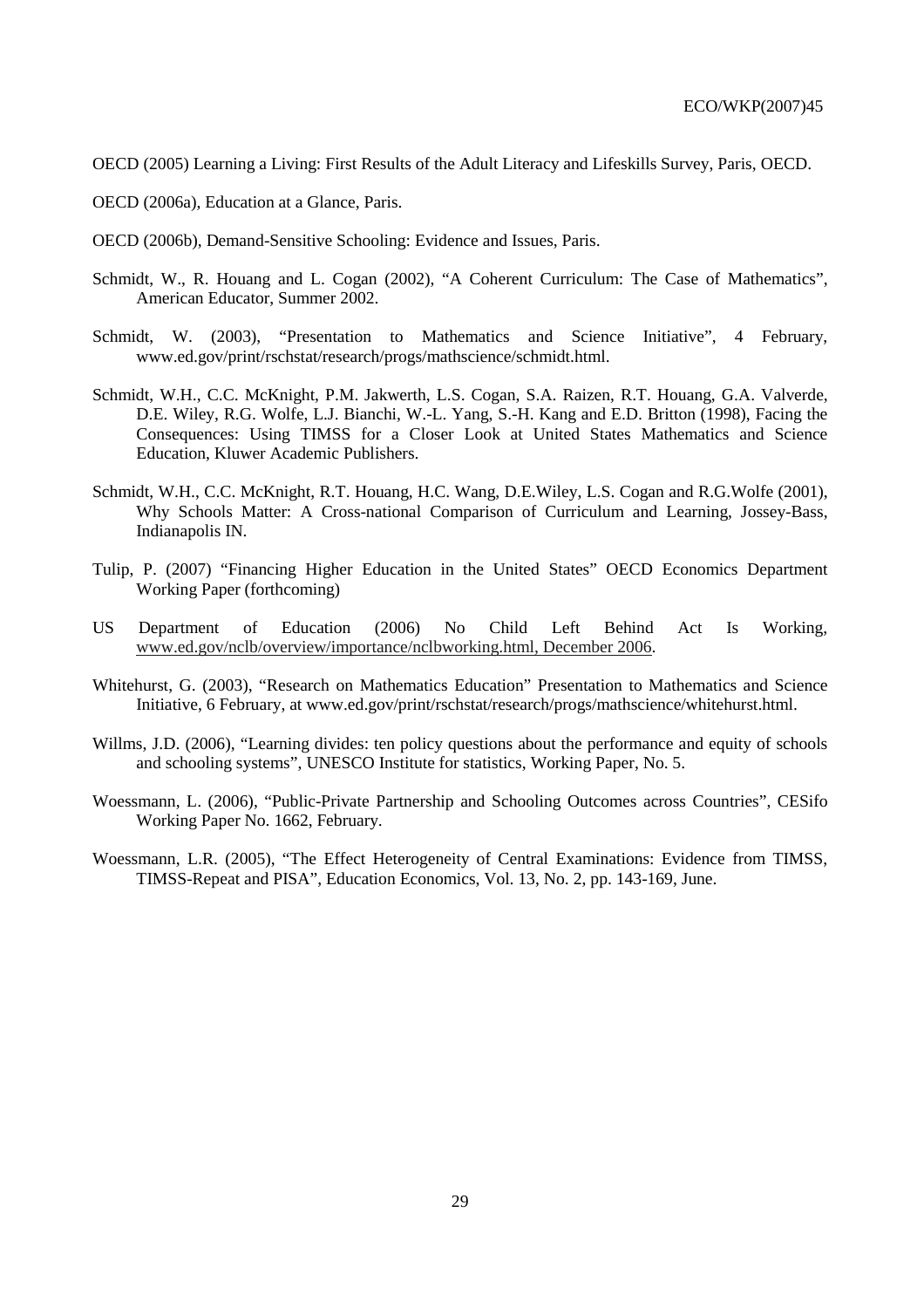OECD (2005) Learning a Living: First Results of the Adult Literacy and Lifeskills Survey, Paris, OECD.

OECD (2006a), Education at a Glance, Paris.

OECD (2006b), Demand-Sensitive Schooling: Evidence and Issues, Paris.

Schmidt, W., R. Houang and L. Cogan (2002), "A Coherent Curriculum: The Case of Mathematics", American Educator, Summer 2002.

Schmidt, W. (2003), "Presentation to Mathematics and Science Initiative", 4 February, www.ed.gov/print/rschstat/research/progs/mathscience/schmidt.html.

Schmidt, W.H., C.C. McKnight, P.M. Jakwerth, L.S. Cogan, S.A. Raizen, R.T. Houang, G.A. Valverde, D.E. Wiley, R.G. Wolfe, L.J. Bianchi, W.-L. Yang, S.-H. Kang and E.D. Britton (1998), Facing the Consequences: Using TIMSS for a Closer Look at United States Mathematics and Science Education, Kluwer Academic Publishers.

Schmidt, W.H., C.C. McKnight, R.T. Houang, H.C. Wang, D.E.Wiley, L.S. Cogan and R.G.Wolfe (2001), Why Schools Matter: A Cross-national Comparison of Curriculum and Learning, Jossey-Bass, Indianapolis IN.

Tulip, P. (2007) "Financing Higher Education in the United States" OECD Economics Department Working Paper (forthcoming)

US Department of Education (2006) No Child Left Behind Act Is Working, www.ed.gov/nclb/overview/importance/nclbworking.html, December 2006.

Whitehurst, G. (2003), "Research on Mathematics Education" Presentation to Mathematics and Science Initiative, 6 February, at www.ed.gov/print/rschstat/research/progs/mathscience/whitehurst.html.

Willms, J.D. (2006), "Learning divides: ten policy questions about the performance and equity of schools and schooling systems", UNESCO Institute for statistics, Working Paper, No. 5.

Woessmann, L. (2006), "Public-Private Partnership and Schooling Outcomes across Countries", CESifo Working Paper No. 1662, February.

Woessmann, L.R. (2005), "The Effect Heterogeneity of Central Examinations: Evidence from TIMSS, TIMSS-Repeat and PISA", Education Economics, Vol. 13, No. 2, pp. 143-169, June.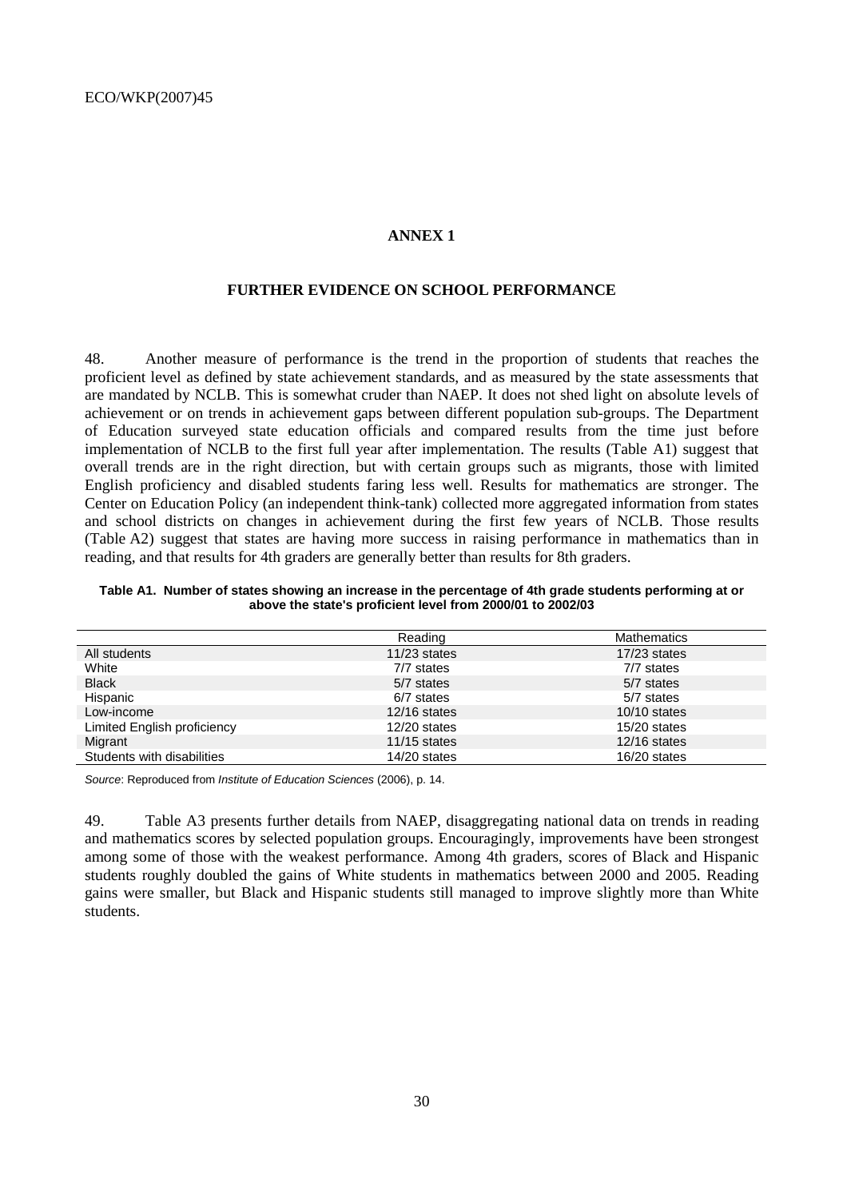# ANNEX 1

## FURTHER EVIDENCE ON SCHOOL PERFORMANCE

48. Another measure of performance is the trend in the proportion of students that reaches the proficient level as defined by state achievement standards, and as measured by the state assessments that are mandated by NCLB. This is somewhat cruder than NAEP. It does not shed light on absolute levels of achievement or on trends in achievement gaps between different population sub-groups. The Department of Education surveyed state education officials and compared results from the time just before implementation of NCLB to the first full year after implementation. The results (Table A1) suggest that overall trends are in the right direction, but with certain groups such as migrants, those with limited English proficiency and disabled students faring less well. Results for mathematics are stronger. The Center on Education Policy (an independent think-tank) collected more aggregated information from states and school districts on changes in achievement during the first few years of NCLB. Those results (Table A2) suggest that states are having more success in raising performance in mathematics than in reading, and that results for 4th graders are generally better than results for 8th graders.

**Table A1. Number of states showing an increase in the percentage of 4th grade students performing at or above the state's proficient level from 2000/01 to 2002/03**

| | Reading | Mathematics |
|---|---|---|
| All students | 11/23 states | 17/23 states |
| White | 7/7 states | 7/7 states |
| Black | 5/7 states | 5/7 states |
| Hispanic | 6/7 states | 5/7 states |
| Low-income | 12/16 states | 10/10 states |
| Limited English proficiency | 12/20 states | 15/20 states |
| Migrant | 11/15 states | 12/16 states |
| Students with disabilities | 14/20 states | 16/20 states |

*Source*: Reproduced from *Institute of Education Sciences* (2006), p. 14.

49. Table A3 presents further details from NAEP, disaggregating national data on trends in reading and mathematics scores by selected population groups. Encouragingly, improvements have been strongest among some of those with the weakest performance. Among 4th graders, scores of Black and Hispanic students roughly doubled the gains of White students in mathematics between 2000 and 2005. Reading gains were smaller, but Black and Hispanic students still managed to improve slightly more than White students.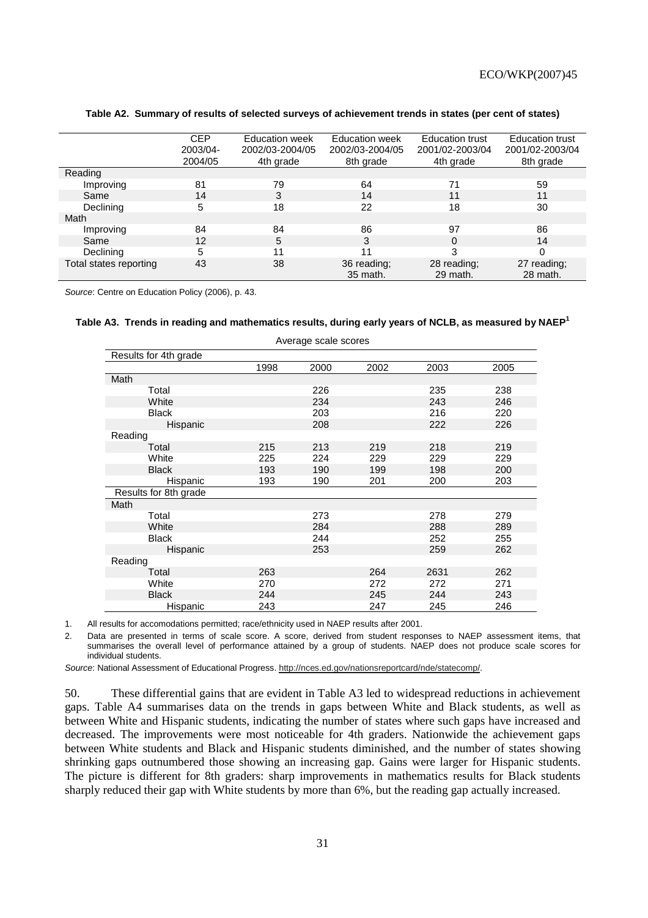**Table A2. Summary of results of selected surveys of achievement trends in states (per cent of states)**

| | CEP 2003/04-2004/05 | Education week 2002/03-2004/05 4th grade | Education week 2002/03-2004/05 8th grade | Education trust 2001/02-2003/04 4th grade | Education trust 2001/02-2003/04 8th grade |
|---|---|---|---|---|---|
| Reading | | | | | |
| Improving | 81 | 79 | 64 | 71 | 59 |
| Same | 14 | 3 | 14 | 11 | 11 |
| Declining | 5 | 18 | 22 | 18 | 30 |
| Math | | | | | |
| Improving | 84 | 84 | 86 | 97 | 86 |
| Same | 12 | 5 | 3 | 0 | 14 |
| Declining | 5 | 11 | 11 | 3 | 0 |
| Total states reporting | 43 | 38 | 36 reading; 35 math. | 28 reading; 29 math. | 27 reading; 28 math. |

*Source*: Centre on Education Policy (2006), p. 43.

**Table A3. Trends in reading and mathematics results, during early years of NCLB, as measured by NAEP[1]**

Average scale scores

| Results for 4th grade | 1998 | 2000 | 2002 | 2003 | 2005 |
|---|---|---|---|---|---|
| Math | | | | | |
| Total | | 226 | | 235 | 238 |
| White | | 234 | | 243 | 246 |
| Black | | 203 | | 216 | 220 |
| Hispanic | | 208 | | 222 | 226 |
| Reading | | | | | |
| Total | 215 | 213 | 219 | 218 | 219 |
| White | 225 | 224 | 229 | 229 | 229 |
| Black | 193 | 190 | 199 | 198 | 200 |
| Hispanic | 193 | 190 | 201 | 200 | 203 |
| **Results for 8th grade** | | | | | |
| Math | | | | | |
| Total | | 273 | | 278 | 279 |
| White | | 284 | | 288 | 289 |
| Black | | 244 | | 252 | 255 |
| Hispanic | | 253 | | 259 | 262 |
| Reading | | | | | |
| Total | 263 | | 264 | 2631 | 262 |
| White | 270 | | 272 | 272 | 271 |
| Black | 244 | | 245 | 244 | 243 |
| Hispanic | 243 | | 247 | 245 | 246 |

1. All results for accomodations permitted; race/ethnicity used in NAEP results after 2001.

2. Data are presented in terms of scale score. A score, derived from student responses to NAEP assessment items, that summarises the overall level of performance attained by a group of students. NAEP does not produce scale scores for individual students.

*Source*: National Assessment of Educational Progress. http://nces.ed.gov/nationsreportcard/nde/statecomp/.

50. These differential gains that are evident in Table A3 led to widespread reductions in achievement gaps. Table A4 summarises data on the trends in gaps between White and Black students, as well as between White and Hispanic students, indicating the number of states where such gaps have increased and decreased. The improvements were most noticeable for 4th graders. Nationwide the achievement gaps between White students and Black and Hispanic students diminished, and the number of states showing shrinking gaps outnumbered those showing an increasing gap. Gains were larger for Hispanic students. The picture is different for 8th graders: sharp improvements in mathematics results for Black students sharply reduced their gap with White students by more than 6%, but the reading gap actually increased.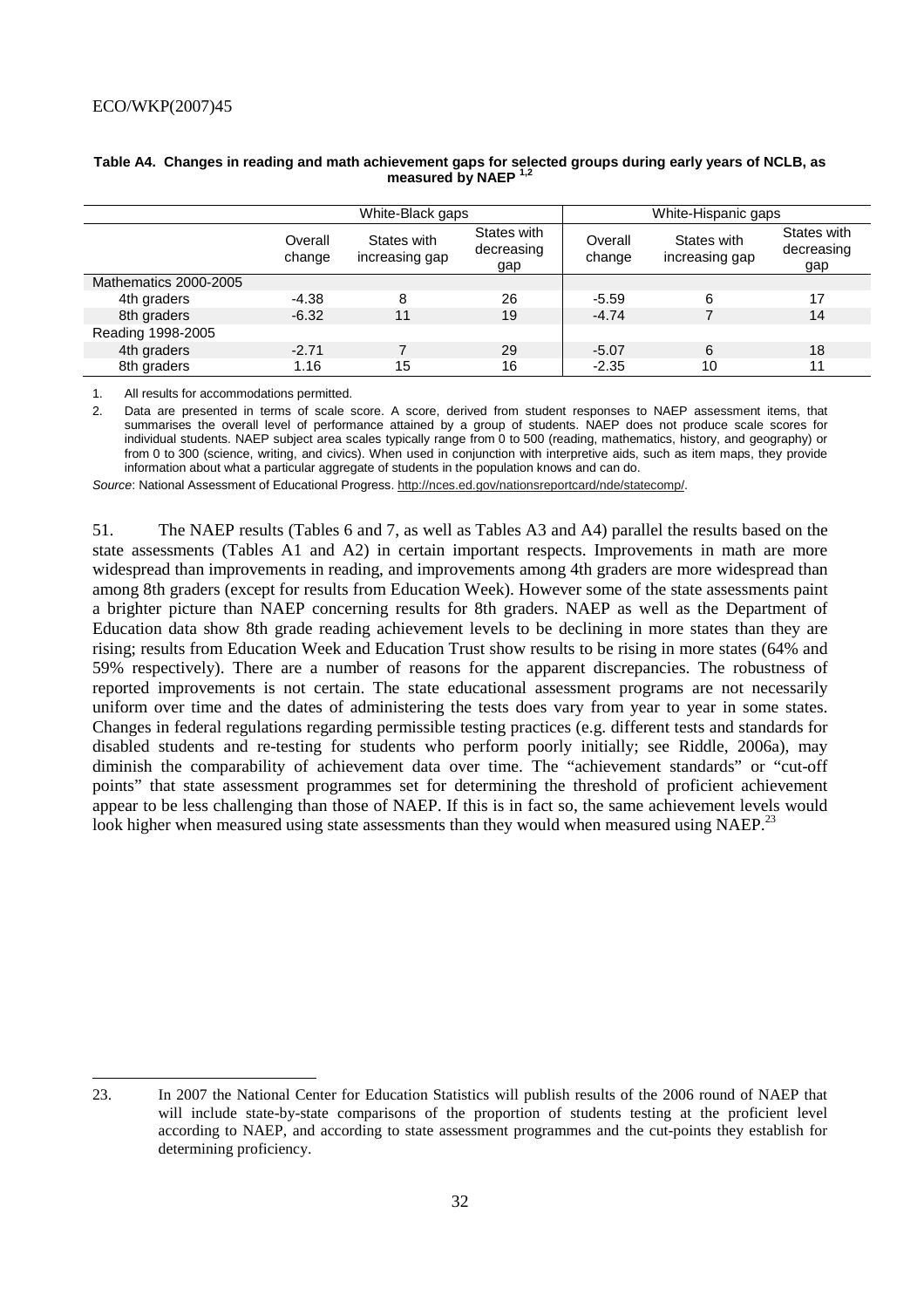**Table A4. Changes in reading and math achievement gaps for selected groups during early years of NCLB, as measured by NAEP [1,2]**

| | White-Black gaps | | | White-Hispanic gaps | | |
|---|---|---|---|---|---|---|
| | Overall change | States with increasing gap | States with decreasing gap | Overall change | States with increasing gap | States with decreasing gap |
| Mathematics 2000-2005 | | | | | | |
| 4th graders | -4.38 | 8 | 26 | -5.59 | 6 | 17 |
| 8th graders | -6.32 | 11 | 19 | -4.74 | 7 | 14 |
| Reading 1998-2005 | | | | | | |
| 4th graders | -2.71 | 7 | 29 | -5.07 | 6 | 18 |
| 8th graders | 1.16 | 15 | 16 | -2.35 | 10 | 11 |

1. All results for accommodations permitted.
2. Data are presented in terms of scale score. A score, derived from student responses to NAEP assessment items, that summarises the overall level of performance attained by a group of students. NAEP does not produce scale scores for individual students. NAEP subject area scales typically range from 0 to 500 (reading, mathematics, history, and geography) or from 0 to 300 (science, writing, and civics). When used in conjunction with interpretive aids, such as item maps, they provide information about what a particular aggregate of students in the population knows and can do.

*Source*: National Assessment of Educational Progress. http://nces.ed.gov/nationsreportcard/nde/statecomp/.

51. The NAEP results (Tables 6 and 7, as well as Tables A3 and A4) parallel the results based on the state assessments (Tables A1 and A2) in certain important respects. Improvements in math are more widespread than improvements in reading, and improvements among 4th graders are more widespread than among 8th graders (except for results from Education Week). However some of the state assessments paint a brighter picture than NAEP concerning results for 8th graders. NAEP as well as the Department of Education data show 8th grade reading achievement levels to be declining in more states than they are rising; results from Education Week and Education Trust show results to be rising in more states (64% and 59% respectively). There are a number of reasons for the apparent discrepancies. The robustness of reported improvements is not certain. The state educational assessment programs are not necessarily uniform over time and the dates of administering the tests does vary from year to year in some states. Changes in federal regulations regarding permissible testing practices (e.g. different tests and standards for disabled students and re-testing for students who perform poorly initially; see Riddle, 2006a), may diminish the comparability of achievement data over time. The "achievement standards" or "cut-off points" that state assessment programmes set for determining the threshold of proficient achievement appear to be less challenging than those of NAEP. If this is in fact so, the same achievement levels would look higher when measured using state assessments than they would when measured using NAEP.[23]

23. In 2007 the National Center for Education Statistics will publish results of the 2006 round of NAEP that will include state-by-state comparisons of the proportion of students testing at the proficient level according to NAEP, and according to state assessment programmes and the cut-points they establish for determining proficiency.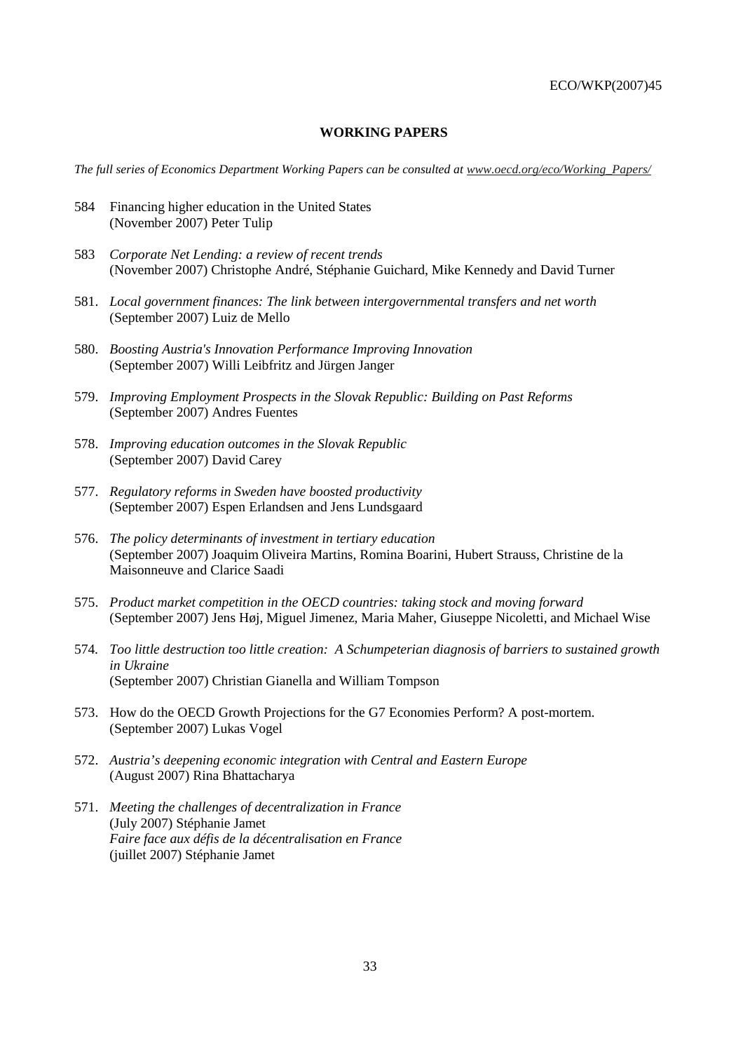## WORKING PAPERS

*The full series of Economics Department Working Papers can be consulted at www.oecd.org/eco/Working_Papers/*

584 Financing higher education in the United States
(November 2007) Peter Tulip

583 *Corporate Net Lending: a review of recent trends*
(November 2007) Christophe André, Stéphanie Guichard, Mike Kennedy and David Turner

581. *Local government finances: The link between intergovernmental transfers and net worth*
(September 2007) Luiz de Mello

580. *Boosting Austria's Innovation Performance Improving Innovation*
(September 2007) Willi Leibfritz and Jürgen Janger

579. *Improving Employment Prospects in the Slovak Republic: Building on Past Reforms*
(September 2007) Andres Fuentes

578. *Improving education outcomes in the Slovak Republic*
(September 2007) David Carey

577. *Regulatory reforms in Sweden have boosted productivity*
(September 2007) Espen Erlandsen and Jens Lundsgaard

576. *The policy determinants of investment in tertiary education*
(September 2007) Joaquim Oliveira Martins, Romina Boarini, Hubert Strauss, Christine de la Maisonneuve and Clarice Saadi

575. *Product market competition in the OECD countries: taking stock and moving forward*
(September 2007) Jens Høj, Miguel Jimenez, Maria Maher, Giuseppe Nicoletti, and Michael Wise

574. *Too little destruction too little creation: A Schumpeterian diagnosis of barriers to sustained growth in Ukraine*
(September 2007) Christian Gianella and William Tompson

573. How do the OECD Growth Projections for the G7 Economies Perform? A post-mortem.
(September 2007) Lukas Vogel

572. *Austria's deepening economic integration with Central and Eastern Europe*
(August 2007) Rina Bhattacharya

571. *Meeting the challenges of decentralization in France*
(July 2007) Stéphanie Jamet
*Faire face aux défis de la décentralisation en France*
(juillet 2007) Stéphanie Jamet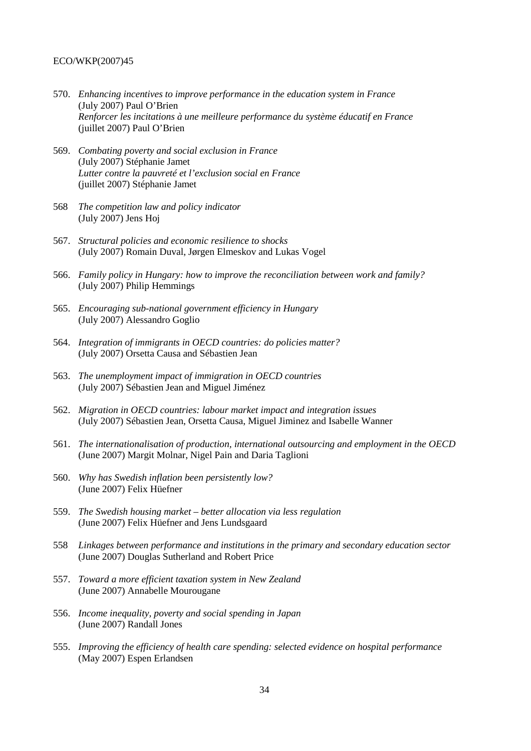570. *Enhancing incentives to improve performance in the education system in France*
(July 2007) Paul O'Brien
*Renforcer les incitations à une meilleure performance du système éducatif en France*
(juillet 2007) Paul O'Brien

569. *Combating poverty and social exclusion in France*
(July 2007) Stéphanie Jamet
*Lutter contre la pauvreté et l'exclusion social en France*
(juillet 2007) Stéphanie Jamet

568 *The competition law and policy indicator*
(July 2007) Jens Hoj

567. *Structural policies and economic resilience to shocks*
(July 2007) Romain Duval, Jørgen Elmeskov and Lukas Vogel

566. *Family policy in Hungary: how to improve the reconciliation between work and family?*
(July 2007) Philip Hemmings

565. *Encouraging sub-national government efficiency in Hungary*
(July 2007) Alessandro Goglio

564. *Integration of immigrants in OECD countries: do policies matter?*
(July 2007) Orsetta Causa and Sébastien Jean

563. *The unemployment impact of immigration in OECD countries*
(July 2007) Sébastien Jean and Miguel Jiménez

562. *Migration in OECD countries: labour market impact and integration issues*
(July 2007) Sébastien Jean, Orsetta Causa, Miguel Jiminez and Isabelle Wanner

561. *The internationalisation of production, international outsourcing and employment in the OECD*
(June 2007) Margit Molnar, Nigel Pain and Daria Taglioni

560. *Why has Swedish inflation been persistently low?*
(June 2007) Felix Hüefner

559. *The Swedish housing market – better allocation via less regulation*
(June 2007) Felix Hüefner and Jens Lundsgaard

558 *Linkages between performance and institutions in the primary and secondary education sector*
(June 2007) Douglas Sutherland and Robert Price

557. *Toward a more efficient taxation system in New Zealand*
(June 2007) Annabelle Mourougane

556. *Income inequality, poverty and social spending in Japan*
(June 2007) Randall Jones

555. *Improving the efficiency of health care spending: selected evidence on hospital performance*
(May 2007) Espen Erlandsen